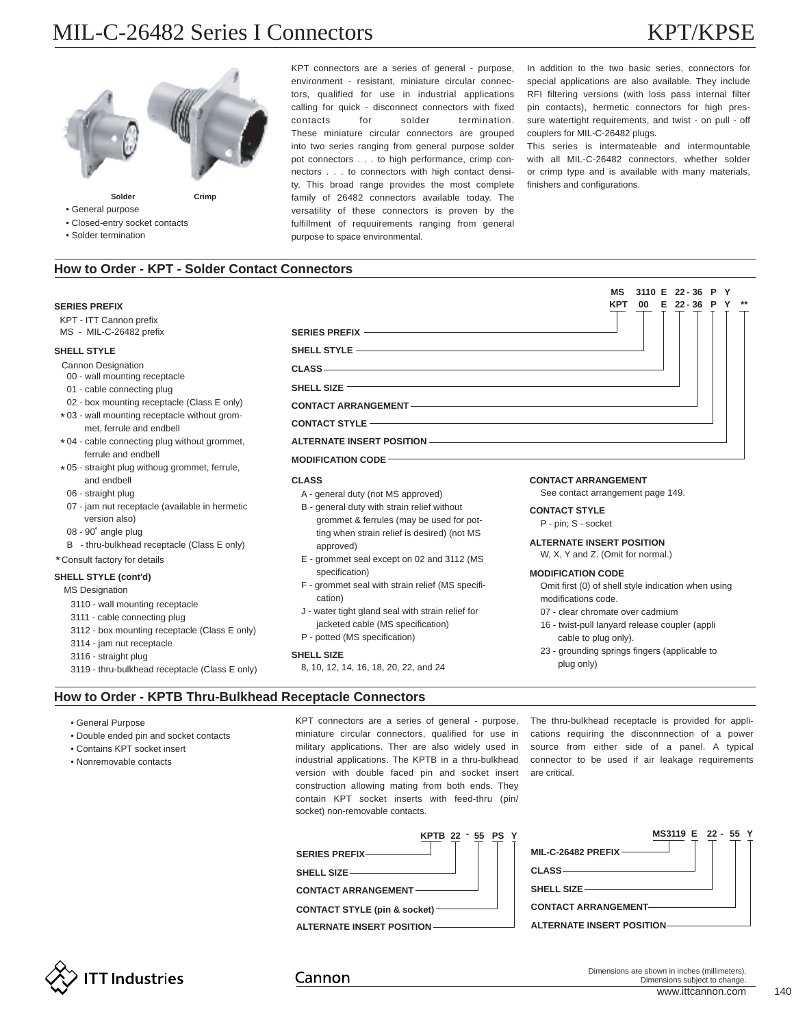# MIL-C-26482 Series I Connectors

# KPT/KPSE

Solder    Crimp

- General purpose
- Closed-entry socket contacts
- Solder termination

KPT connectors are a series of general - purpose, environment - resistant, miniature circular connectors, qualified for use in industrial applications calling for quick - disconnect connectors with fixed contacts for solder termination. These miniature circular connectors are grouped into two series ranging from general purpose solder pot connectors . . . to high performance, crimp connectors . . . to connectors with high contact density. This broad range provides the most complete family of 26482 connectors available today. The versatility of these connectors is proven by the fulfillment of requuirements ranging from general purpose to space environmental.

In addition to the two basic series, connectors for special applications are also available. They include RFI filtering versions (with loss pass internal filter pin contacts), hermetic connectors for high pressure watertight requirements, and twist - on pull - off couplers for MIL-C-26482 plugs.

This series is intermateable and intermountable with all MIL-C-26482 connectors, whether solder or crimp type and is available with many materials, finishers and configurations.

## How to Order - KPT Solder Contact Connectors

| MS | 3110 | E | 22 - 36 | P | Y | |
|---|---|---|---|---|---|---|
| KPT | 00 | E | 22 - 36 | P | Y | ** |

- SERIES PREFIX
- SHELL STYLE
- CLASS
- SHELL SIZE
- CONTACT ARRANGEMENT
- CONTACT STYLE
- ALTERNATE INSERT POSITION
- MODIFICATION CODE

**SERIES PREFIX**

KPT - ITT Cannon prefix
MS - MIL-C-26482 prefix

**SHELL STYLE**

Cannon Designation

- 00 - wall mounting receptacle
- 01 - cable connecting plug
- 02 - box mounting receptacle (Class E only)
- *03 - wall mounting receptacle without grommet, ferrule and endbell
- *04 - cable connecting plug without grommet, ferrule and endbell
- *05 - straight plug withoug grommet, ferrule, and endbell
- 06 - straight plug
- 07 - jam nut receptacle (available in hermetic version also)
- 08 - 90° angle plug
- B - thru-bulkhead receptacle (Class E only)

*Consult factory for details

**SHELL STYLE (cont'd)**

MS Designation

- 3110 - wall mounting receptacle
- 3111 - cable connecting plug
- 3112 - box mounting receptacle (Class E only)
- 3114 - jam nut receptacle
- 3116 - straight plug
- 3119 - thru-bulkhead receptacle (Class E only)

**CLASS**

- A - general duty (not MS approved)
- B - general duty with strain relief without grommet & ferrules (may be used for potting when strain relief is desired) (not MS approved)
- E - grommet seal except on 02 and 3112 (MS specification)
- F - grommet seal with strain relief (MS specification)
- J - water tight gland seal with strain relief for jacketed cable (MS specification)
- P - potted (MS specification)

**SHELL SIZE**

8, 10, 12, 14, 16, 18, 20, 22, and 24

**CONTACT ARRANGEMENT**

See contact arrangement page 149.

**CONTACT STYLE**

P - pin; S - socket

**ALTERNATE INSERT POSITION**

W, X, Y and Z. (Omit for normal.)

**MODIFICATION CODE**

Omit first (0) of shell style indication when using modifications code.

- 07 - clear chromate over cadmium
- 16 - twist-pull lanyard release coupler (appli cable to plug only).
- 23 - grounding springs fingers (applicable to plug only)

## How to Order - KPTB Thru-Bulkhead Receptacle Connectors

- General Purpose
- Double ended pin and socket contacts
- Contains KPT socket insert
- Nonremovable contacts

KPT connectors are a series of general - purpose, miniature circular connectors, qualified for use in military applications. Ther are also widely used in industrial applications. The KPTB in a thru-bulkhead version with double faced pin and socket insert construction allowing mating from both ends. They contain KPT socket inserts with feed-thru (pin/socket) non-removable contacts.

The thru-bulkhead receptacle is provided for applications requiring the disconnnection of a power source from either side of a panel. A typical connector to be used if air leakage requirements are critical.

**KPTB 22 - 55 PS Y**

- SERIES PREFIX
- SHELL SIZE
- CONTACT ARRANGEMENT
- CONTACT STYLE (pin & socket)
- ALTERNATE INSERT POSITION

**MS3119 E 22 - 55 Y**

- MIL-C-26482 PREFIX
- CLASS
- SHELL SIZE
- CONTACT ARRANGEMENT
- ALTERNATE INSERT POSITION

Dimensions are shown in inches (millimeters).
Dimensions subject to change.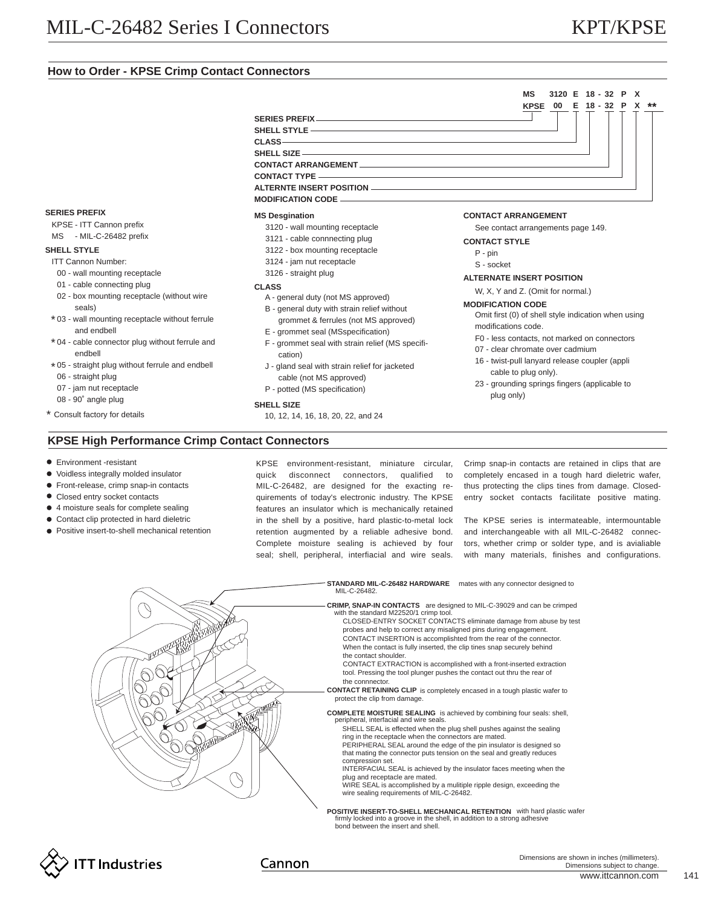# MIL-C-26482 Series I Connectors — KPT/KPSE

## How to Order - KPSE Crimp Contact Connectors

```
MS    3120  E  18 - 32  P  X
KPSE   00   E  18 - 32  P  X  **
```

- SERIES PREFIX
- SHELL STYLE
- CLASS
- SHELL SIZE
- CONTACT ARRANGEMENT
- CONTACT TYPE
- ALTERNTE INSERT POSITION
- MODIFICATION CODE

**SERIES PREFIX**

KPSE - ITT Cannon prefix
MS - MIL-C-26482 prefix

**SHELL STYLE**

ITT Cannon Number:

- 00 - wall mounting receptacle
- 01 - cable connecting plug
- 02 - box mounting receptacle (without wire seals)
- *03 - wall mounting receptacle without ferrule and endbell
- *04 - cable connector plug without ferrule and endbell
- *05 - straight plug without ferrule and endbell
- 06 - straight plug
- 07 - jam nut receptacle
- 08 - 90° angle plug

* Consult factory for details

**MS Desgination**

- 3120 - wall mounting receptacle
- 3121 - cable connnecting plug
- 3122 - box mounting receptacle
- 3124 - jam nut receptacle
- 3126 - straight plug

**CLASS**

- A - general duty (not MS approved)
- B - general duty with strain relief without grommet & ferrules (not MS approved)
- E - grommet seal (MSspecification)
- F - grommet seal with strain relief (MS specification)
- J - gland seal with strain relief for jacketed cable (not MS approved)
- P - potted (MS specification)

**SHELL SIZE**

10, 12, 14, 16, 18, 20, 22, and 24

**CONTACT ARRANGEMENT**

See contact arrangements page 149.

**CONTACT STYLE**

- P - pin
- S - socket

**ALTERNATE INSERT POSITION**

W, X, Y and Z. (Omit for normal.)

**MODIFICATION CODE**

Omit first (0) of shell style indication when using modifications code.

- F0 - less contacts, not marked on connectors
- 07 - clear chromate over cadmium
- 16 - twist-pull lanyard release coupler (applicable to plug only).
- 23 - grounding springs fingers (applicable to plug only)

## KPSE High Performance Crimp Contact Connectors

- Environment -resistant
- Voidless integrally molded insulator
- Front-release, crimp snap-in contacts
- Closed entry socket contacts
- 4 moisture seals for complete sealing
- Contact clip protected in hard dieletric
- Positive insert-to-shell mechanical retention

KPSE environment-resistant, miniature circular, quick disconnect connectors, qualified to MIL-C-26482, are designed for the exacting requirements of today's electronic industry. The KPSE features an insulator which is mechanically retained in the shell by a positive, hard plastic-to-metal lock retention augmented by a reliable adhesive bond. Complete moisture sealing is achieved by four seal; shell, peripheral, interfiacial and wire seals.

Crimp snap-in contacts are retained in clips that are completely encased in a tough hard dieletric wafer, thus protecting the clips tines from damage. Closed-entry socket contacts facilitate positive mating.

The KPSE series is intermateable, intermountable and interchangeable with all MIL-C-26482 connectors, whether crimp or solder type, and is avialiable with many materials, finishes and configurations.

**STANDARD MIL-C-26482 HARDWARE** mates with any connector designed to MIL-C-26482.

**CRIMP, SNAP-IN CONTACTS** are designed to MIL-C-39029 and can be crimped with the standard M22520/1 crimp tool.
CLOSED-ENTRY SOCKET CONTACTS eliminate damage from abuse by test probes and help to correct any misaligned pins during engagement.
CONTACT INSERTION is accomplishted from the rear of the connector. When the contact is fully inserted, the clip tines snap securely behind the contact shoulder.
CONTACT EXTRACTION is accomplished with a front-inserted extraction tool. Pressing the tool plunger pushes the contact out thru the rear of the connnector.

**CONTACT RETAINING CLIP** is completely encased in a tough plastic wafer to protect the clip from damage.

**COMPLETE MOISTURE SEALING** is achieved by combining four seals: shell, peripheral, interfacial and wire seals.
SHELL SEAL is effected when the plug shell pushes against the sealing ring in the receptacle when the connectors are mated.
PERIPHERAL SEAL around the edge of the pin insulator is designed so that mating the connector puts tension on the seal and greatly reduces compression set.
INTERFACIAL SEAL is achieved by the insulator faces meeting when the plug and receptacle are mated.
WIRE SEAL is accomplished by a mulitiple ripple design, exceeding the wire sealing requirements of MIL-C-26482.

**POSITIVE INSERT-TO-SHELL MECHANICAL RETENTION** with hard plastic wafer firmly locked into a groove in the shell, in addition to a strong adhesive bond between the insert and shell.

Dimensions are shown in inches (millimeters).
Dimensions subject to change.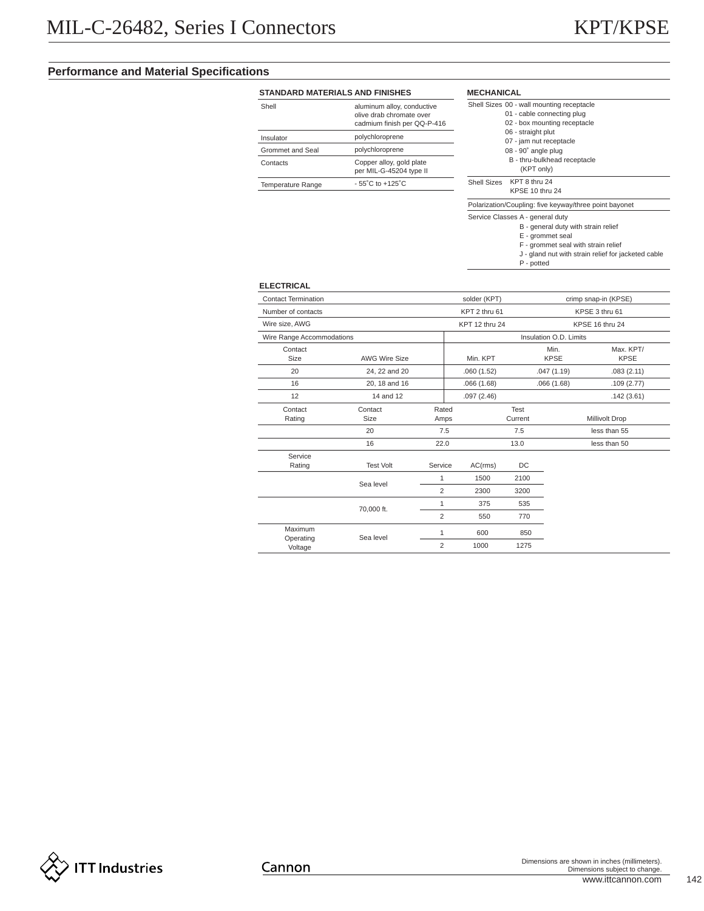# MIL-C-26482, Series I Connectors — KPT/KPSE

## Performance and Material Specifications

### STANDARD MATERIALS AND FINISHES

| | |
|---|---|
| Shell | aluminum alloy, conductive olive drab chromate over cadmium finish per QQ-P-416 |
| Insulator | polychloroprene |
| Grommet and Seal | polychloroprene |
| Contacts | Copper alloy, gold plate per MIL-G-45204 type II |
| Temperature Range | - 55˚C to +125˚C |

### MECHANICAL

Shell Sizes
- 00 - wall mounting receptacle
- 01 - cable connecting plug
- 02 - box mounting receptacle
- 06 - straight plut
- 07 - jam nut receptacle
- 08 - 90˚ angle plug
- B - thru-bulkhead receptacle (KPT only)

Shell Sizes
- KPT 8 thru 24
- KPSE 10 thru 24

Polarization/Coupling: five keyway/three point bayonet

Service Classes
- A - general duty
- B - general duty with strain relief
- E - grommet seal
- F - grommet seal with strain relief
- J - gland nut with strain relief for jacketed cable
- P - potted

### ELECTRICAL

| | | |
|---|---|---|
| Contact Termination | solder (KPT) | crimp snap-in (KPSE) |
| Number of contacts | KPT 2 thru 61 | KPSE 3 thru 61 |
| Wire size, AWG | KPT 12 thru 24 | KPSE 16 thru 24 |

| Wire Range Accommodations | | Insulation O.D. Limits | | |
|---|---|---|---|---|
| Contact Size | AWG Wire Size | Min. KPT | Min. KPSE | Max. KPT/ KPSE |
| 20 | 24, 22 and 20 | .060 (1.52) | .047 (1.19) | .083 (2.11) |
| 16 | 20, 18 and 16 | .066 (1.68) | .066 (1.68) | .109 (2.77) |
| 12 | 14 and 12 | .097 (2.46) | | .142 (3.61) |

| Contact Rating | Contact Size | Rated Amps | Test Current | Millivolt Drop |
|---|---|---|---|---|
| | 20 | 7.5 | 7.5 | less than 55 |
| | 16 | 22.0 | 13.0 | less than 50 |

| Service Rating | Test Volt | Service | AC(rms) | DC |
|---|---|---|---|---|
| | Sea level | 1 | 1500 | 2100 |
| | | 2 | 2300 | 3200 |
| | 70,000 ft. | 1 | 375 | 535 |
| | | 2 | 550 | 770 |
| Maximum Operating Voltage | Sea level | 1 | 600 | 850 |
| | | 2 | 1000 | 1275 |

Dimensions are shown in inches (millimeters).
Dimensions subject to change.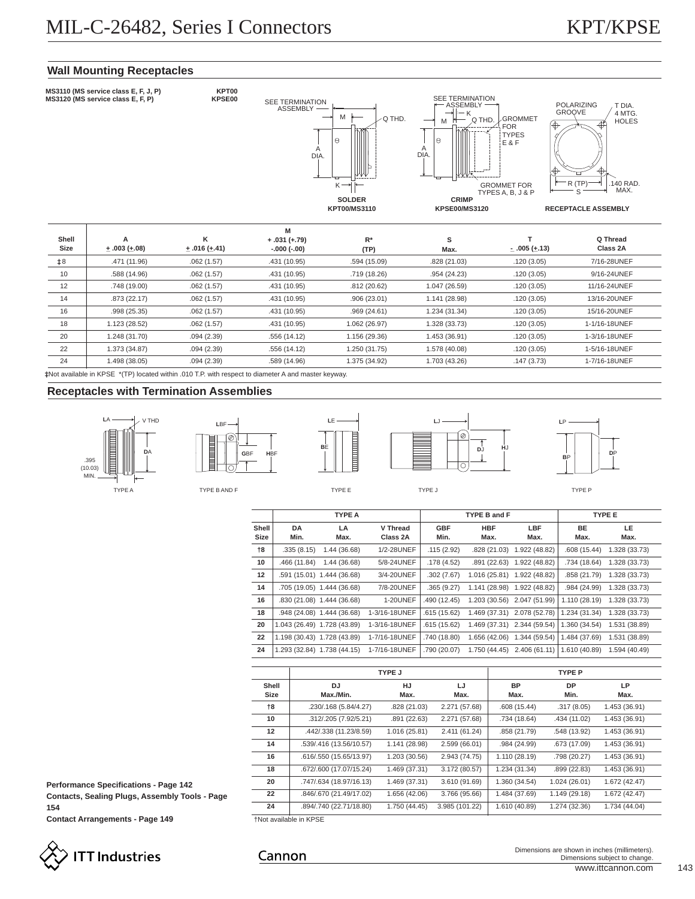## Wall Mounting Receptacles

**MS3110 (MS service class E, F, J, P)** **KPT00**
**MS3120 (MS service class E, F, P)** **KPSE00**

SEE TERMINATION ASSEMBLY — M — Q THD. — A DIA. — K

**SOLDER**
**KPT00/MS3110**

SEE TERMINATION ASSEMBLY — K — M — Q THD. — GROMMET FOR TYPES E & F — A DIA. — GROMMET FOR TYPES A, B, J & P

**CRIMP**
**KPSE00/MS3120**

POLARIZING GROOVE — T DIA. 4 MTG. HOLES — R (TP) — S — .140 RAD. MAX.

**RECEPTACLE ASSEMBLY**

| Shell Size | A ± .003 (±.08) | K ± .016 (±.41) | M + .031 (+.79) -.000 (-.00) | R* (TP) | S Max. | T ± .005 (±.13) | Q Thread Class 2A |
|---|---|---|---|---|---|---|---|
| ‡8 | .471 (11.96) | .062 (1.57) | .431 (10.95) | .594 (15.09) | .828 (21.03) | .120 (3.05) | 7/16-28UNEF |
| 10 | .588 (14.96) | .062 (1.57) | .431 (10.95) | .719 (18.26) | .954 (24.23) | .120 (3.05) | 9/16-24UNEF |
| 12 | .748 (19.00) | .062 (1.57) | .431 (10.95) | .812 (20.62) | 1.047 (26.59) | .120 (3.05) | 11/16-24UNEF |
| 14 | .873 (22.17) | .062 (1.57) | .431 (10.95) | .906 (23.01) | 1.141 (28.98) | .120 (3.05) | 13/16-20UNEF |
| 16 | .998 (25.35) | .062 (1.57) | .431 (10.95) | .969 (24.61) | 1.234 (31.34) | .120 (3.05) | 15/16-20UNEF |
| 18 | 1.123 (28.52) | .062 (1.57) | .431 (10.95) | 1.062 (26.97) | 1.328 (33.73) | .120 (3.05) | 1-1/16-18UNEF |
| 20 | 1.248 (31.70) | .094 (2.39) | .556 (14.12) | 1.156 (29.36) | 1.453 (36.91) | .120 (3.05) | 1-3/16-18UNEF |
| 22 | 1.373 (34.87) | .094 (2.39) | .556 (14.12) | 1.250 (31.75) | 1.578 (40.08) | .120 (3.05) | 1-5/16-18UNEF |
| 24 | 1.498 (38.05) | .094 (2.39) | .589 (14.96) | 1.375 (34.92) | 1.703 (43.26) | .147 (3.73) | 1-7/16-18UNEF |

‡Not available in KPSE *(TP) located within .010 T.P. with respect to diameter A and master keyway.

## Receptacles with Termination Assemblies

TYPE A (LA, V THD, DA, .395 (10.03) MIN.) — TYPE B AND F (LBF, GBF, HBF) — TYPE E (LE, BE) — TYPE J (LJ, DJ, HJ) — TYPE P (LP, BP, DP)

| Shell Size | TYPE A DA Min. | TYPE A LA Max. | TYPE A V Thread Class 2A | TYPE B and F GBF Min. | TYPE B and F HBF Max. | TYPE B and F LBF Max. | TYPE E BE Max. | TYPE E LE Max. |
|---|---|---|---|---|---|---|---|---|
| †8 | .335 (8.15) | 1.44 (36.68) | 1/2-28UNEF | .115 (2.92) | .828 (21.03) | 1.922 (48.82) | .608 (15.44) | 1.328 (33.73) |
| 10 | .466 (11.84) | 1.44 (36.68) | 5/8-24UNEF | .178 (4.52) | .891 (22.63) | 1.922 (48.82) | .734 (18.64) | 1.328 (33.73) |
| 12 | .591 (15.01) | 1.444 (36.68) | 3/4-20UNEF | .302 (7.67) | 1.016 (25.81) | 1.922 (48.82) | .858 (21.79) | 1.328 (33.73) |
| 14 | .705 (19.05) | 1.444 (36.68) | 7/8-20UNEF | .365 (9.27) | 1.141 (28.98) | 1.922 (48.82) | .984 (24.99) | 1.328 (33.73) |
| 16 | .830 (21.08) | 1.444 (36.68) | 1-20UNEF | .490 (12.45) | 1.203 (30.56) | 2.047 (51.99) | 1.110 (28.19) | 1.328 (33.73) |
| 18 | .948 (24.08) | 1.444 (36.68) | 1-3/16-18UNEF | .615 (15.62) | 1.469 (37.31) | 2.078 (52.78) | 1.234 (31.34) | 1.328 (33.73) |
| 20 | 1.043 (26.49) | 1.728 (43.89) | 1-3/16-18UNEF | .615 (15.62) | 1.469 (37.31) | 2.344 (59.54) | 1.360 (34.54) | 1.531 (38.89) |
| 22 | 1.198 (30.43) | 1.728 (43.89) | 1-7/16-18UNEF | .740 (18.80) | 1.656 (42.06) | 1.344 (59.54) | 1.484 (37.69) | 1.531 (38.89) |
| 24 | 1.293 (32.84) | 1.738 (44.15) | 1-7/16-18UNEF | .790 (20.07) | 1.750 (44.45) | 2.406 (61.11) | 1.610 (40.89) | 1.594 (40.49) |

| Shell Size | TYPE J DJ Max./Min. | TYPE J HJ Max. | TYPE J LJ Max. | TYPE P BP Max. | TYPE P DP Min. | TYPE P LP Max. |
|---|---|---|---|---|---|---|
| †8 | .230/.168 (5.84/4.27) | .828 (21.03) | 2.271 (57.68) | .608 (15.44) | .317 (8.05) | 1.453 (36.91) |
| 10 | .312/.205 (7.92/5.21) | .891 (22.63) | 2.271 (57.68) | .734 (18.64) | .434 (11.02) | 1.453 (36.91) |
| 12 | .442/.338 (11.23/8.59) | 1.016 (25.81) | 2.411 (61.24) | .858 (21.79) | .548 (13.92) | 1.453 (36.91) |
| 14 | .539/.416 (13.56/10.57) | 1.141 (28.98) | 2.599 (66.01) | .984 (24.99) | .673 (17.09) | 1.453 (36.91) |
| 16 | .616/.550 (15.65/13.97) | 1.203 (30.56) | 2.943 (74.75) | 1.110 (28.19) | .798 (20.27) | 1.453 (36.91) |
| 18 | .672/.600 (17.07/15.24) | 1.469 (37.31) | 3.172 (80.57) | 1.234 (31.34) | .899 (22.83) | 1.453 (36.91) |
| 20 | .747/.634 (18.97/16.13) | 1.469 (37.31) | 3.610 (91.69) | 1.360 (34.54) | 1.024 (26.01) | 1.672 (42.47) |
| 22 | .846/.670 (21.49/17.02) | 1.656 (42.06) | 3.766 (95.66) | 1.484 (37.69) | 1.149 (29.18) | 1.672 (42.47) |
| 24 | .894/.740 (22.71/18.80) | 1.750 (44.45) | 3.985 (101.22) | 1.610 (40.89) | 1.274 (32.36) | 1.734 (44.04) |

†Not available in KPSE

**Performance Specifications - Page 142**
**Contacts, Sealing Plugs, Assembly Tools - Page 154**
**Contact Arrangements - Page 149**

Dimensions are shown in inches (millimeters).
Dimensions subject to change.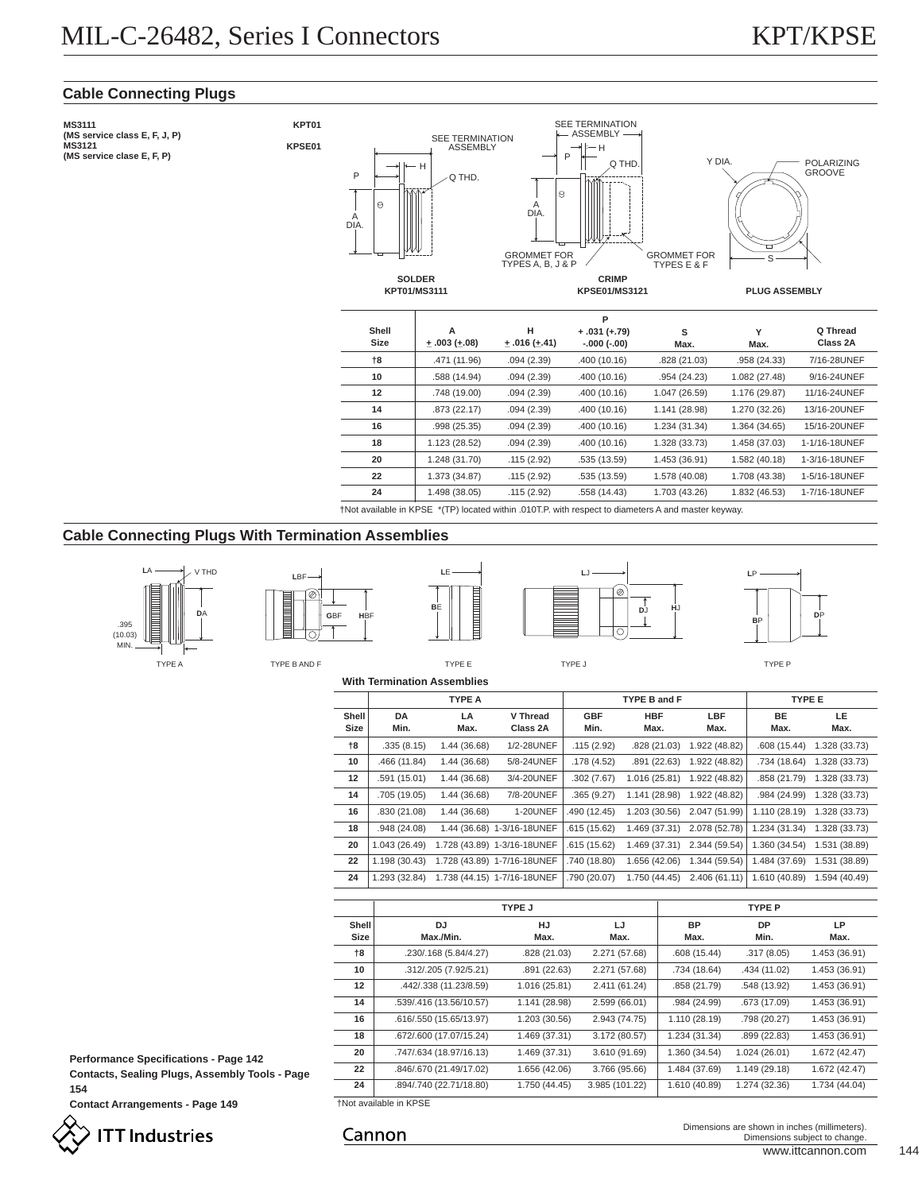# MIL-C-26482, Series I Connectors

# KPT/KPSE

## Cable Connecting Plugs

**MS3111** **KPT01**
**(MS service class E, F, J, P)**
**MS3121** **KPSE01**
**(MS service clase E, F, P)**

SEE TERMINATION ASSEMBLY — H — P — Q THD. — A DIA.

SEE TERMINATION ASSEMBLY — P — H — Q THD. — A DIA. — GROMMET FOR TYPES A, B, J & P — GROMMET FOR TYPES E & F

Y DIA. — POLARIZING GROOVE — S

**SOLDER KPT01/MS3111** — **CRIMP KPSE01/MS3121** — **PLUG ASSEMBLY**

| Shell Size | A ± .003 (±.08) | H ± .016 (±.41) | P + .031 (+.79) -.000 (-.00) | S Max. | Y Max. | Q Thread Class 2A |
|---|---|---|---|---|---|---|
| †8 | .471 (11.96) | .094 (2.39) | .400 (10.16) | .828 (21.03) | .958 (24.33) | 7/16-28UNEF |
| 10 | .588 (14.94) | .094 (2.39) | .400 (10.16) | .954 (24.23) | 1.082 (27.48) | 9/16-24UNEF |
| 12 | .748 (19.00) | .094 (2.39) | .400 (10.16) | 1.047 (26.59) | 1.176 (29.87) | 11/16-24UNEF |
| 14 | .873 (22.17) | .094 (2.39) | .400 (10.16) | 1.141 (28.98) | 1.270 (32.26) | 13/16-20UNEF |
| 16 | .998 (25.35) | .094 (2.39) | .400 (10.16) | 1.234 (31.34) | 1.364 (34.65) | 15/16-20UNEF |
| 18 | 1.123 (28.52) | .094 (2.39) | .400 (10.16) | 1.328 (33.73) | 1.458 (37.03) | 1-1/16-18UNEF |
| 20 | 1.248 (31.70) | .115 (2.92) | .535 (13.59) | 1.453 (36.91) | 1.582 (40.18) | 1-3/16-18UNEF |
| 22 | 1.373 (34.87) | .115 (2.92) | .535 (13.59) | 1.578 (40.08) | 1.708 (43.38) | 1-5/16-18UNEF |
| 24 | 1.498 (38.05) | .115 (2.92) | .558 (14.43) | 1.703 (43.26) | 1.832 (46.53) | 1-7/16-18UNEF |

†Not available in KPSE *(TP) located within .010T.P. with respect to diameters A and master keyway.

## Cable Connecting Plugs With Termination Assemblies

TYPE A (LA, V THD, DA, .395 (10.03) MIN.) — TYPE B AND F (LBF, GBF, HBF) — TYPE E (LE, BE) — TYPE J (LJ, DJ, HJ) — TYPE P (LP, BP, DP)

**With Termination Assemblies**

| Shell Size | TYPE A DA Min. | TYPE A LA Max. | TYPE A V Thread Class 2A | TYPE B and F GBF Min. | TYPE B and F HBF Max. | TYPE B and F LBF Max. | TYPE E BE Max. | TYPE E LE Max. |
|---|---|---|---|---|---|---|---|---|
| †8 | .335 (8.15) | 1.44 (36.68) | 1/2-28UNEF | .115 (2.92) | .828 (21.03) | 1.922 (48.82) | .608 (15.44) | 1.328 (33.73) |
| 10 | .466 (11.84) | 1.44 (36.68) | 5/8-24UNEF | .178 (4.52) | .891 (22.63) | 1.922 (48.82) | .734 (18.64) | 1.328 (33.73) |
| 12 | .591 (15.01) | 1.44 (36.68) | 3/4-20UNEF | .302 (7.67) | 1.016 (25.81) | 1.922 (48.82) | .858 (21.79) | 1.328 (33.73) |
| 14 | .705 (19.05) | 1.44 (36.68) | 7/8-20UNEF | .365 (9.27) | 1.141 (28.98) | 1.922 (48.82) | .984 (24.99) | 1.328 (33.73) |
| 16 | .830 (21.08) | 1.44 (36.68) | 1-20UNEF | .490 (12.45) | 1.203 (30.56) | 2.047 (51.99) | 1.110 (28.19) | 1.328 (33.73) |
| 18 | .948 (24.08) | 1.44 (36.68) | 1-3/16-18UNEF | .615 (15.62) | 1.469 (37.31) | 2.078 (52.78) | 1.234 (31.34) | 1.328 (33.73) |
| 20 | 1.043 (26.49) | 1.728 (43.89) | 1-3/16-18UNEF | .615 (15.62) | 1.469 (37.31) | 2.344 (59.54) | 1.360 (34.54) | 1.531 (38.89) |
| 22 | 1.198 (30.43) | 1.728 (43.89) | 1-7/16-18UNEF | .740 (18.80) | 1.656 (42.06) | 1.344 (59.54) | 1.484 (37.69) | 1.531 (38.89) |
| 24 | 1.293 (32.84) | 1.738 (44.15) | 1-7/16-18UNEF | .790 (20.07) | 1.750 (44.45) | 2.406 (61.11) | 1.610 (40.89) | 1.594 (40.49) |

| Shell Size | TYPE J DJ Max./Min. | TYPE J HJ Max. | TYPE J LJ Max. | TYPE P BP Max. | TYPE P DP Min. | TYPE P LP Max. |
|---|---|---|---|---|---|---|
| †8 | .230/.168 (5.84/4.27) | .828 (21.03) | 2.271 (57.68) | .608 (15.44) | .317 (8.05) | 1.453 (36.91) |
| 10 | .312/.205 (7.92/5.21) | .891 (22.63) | 2.271 (57.68) | .734 (18.64) | .434 (11.02) | 1.453 (36.91) |
| 12 | .442/.338 (11.23/8.59) | 1.016 (25.81) | 2.411 (61.24) | .858 (21.79) | .548 (13.92) | 1.453 (36.91) |
| 14 | .539/.416 (13.56/10.57) | 1.141 (28.98) | 2.599 (66.01) | .984 (24.99) | .673 (17.09) | 1.453 (36.91) |
| 16 | .616/.550 (15.65/13.97) | 1.203 (30.56) | 2.943 (74.75) | 1.110 (28.19) | .798 (20.27) | 1.453 (36.91) |
| 18 | .672/.600 (17.07/15.24) | 1.469 (37.31) | 3.172 (80.57) | 1.234 (31.34) | .899 (22.83) | 1.453 (36.91) |
| 20 | .747/.634 (18.97/16.13) | 1.469 (37.31) | 3.610 (91.69) | 1.360 (34.54) | 1.024 (26.01) | 1.672 (42.47) |
| 22 | .846/.670 (21.49/17.02) | 1.656 (42.06) | 3.766 (95.66) | 1.484 (37.69) | 1.149 (29.18) | 1.672 (42.47) |
| 24 | .894/.740 (22.71/18.80) | 1.750 (44.45) | 3.985 (101.22) | 1.610 (40.89) | 1.274 (32.36) | 1.734 (44.04) |

†Not available in KPSE

**Performance Specifications - Page 142**
**Contacts, Sealing Plugs, Assembly Tools - Page 154**
**Contact Arrangements - Page 149**

ITT Industries — Cannon

Dimensions are shown in inches (millimeters). Dimensions subject to change.

www.ittcannon.com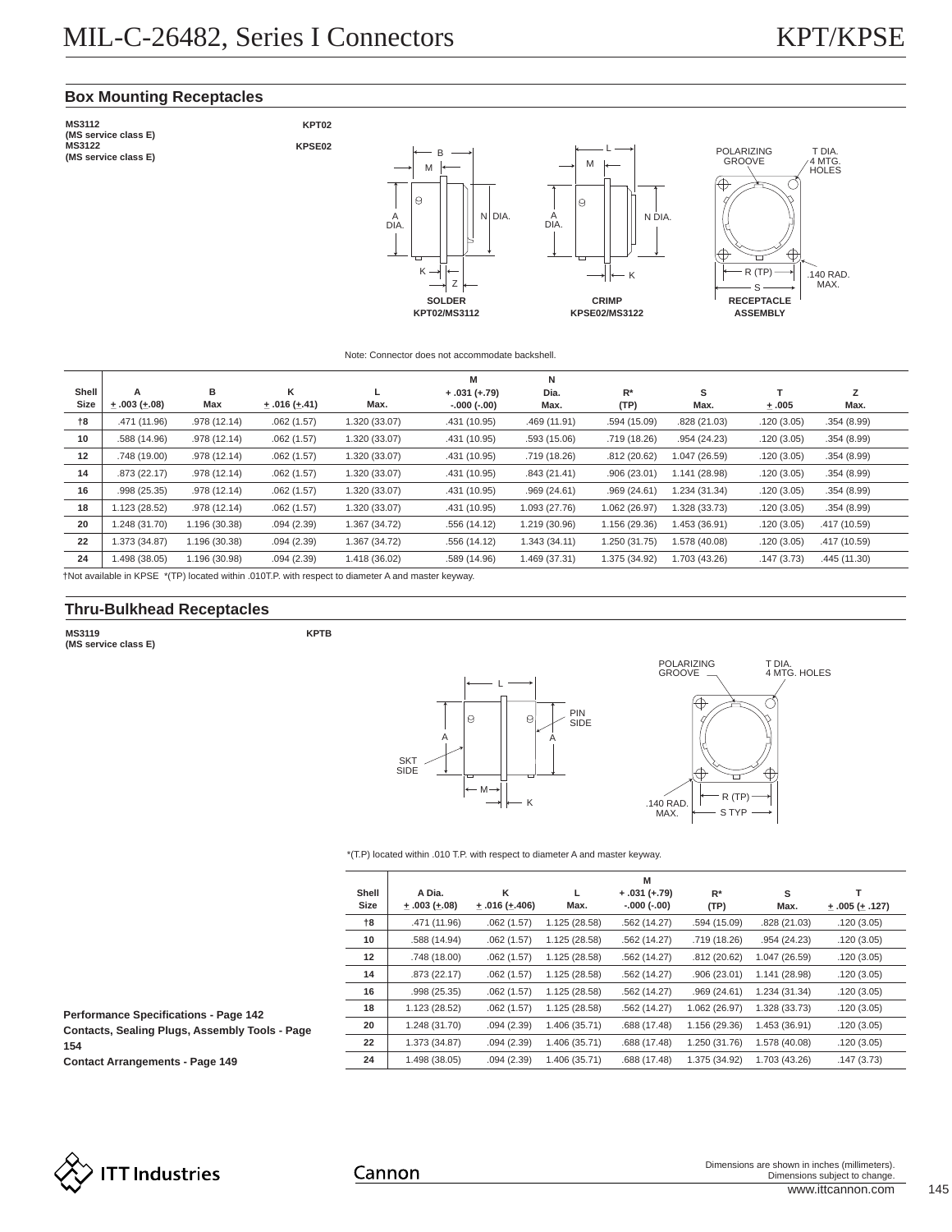# MIL-C-26482, Series I Connectors — KPT/KPSE

## Box Mounting Receptacles

**MS3112 (MS service class E)** — **KPT02**
**MS3122 (MS service class E)** — **KPSE02**

SOLDER KPT02/MS3112 — CRIMP KPSE02/MS3122 — RECEPTACLE ASSEMBLY

POLARIZING GROOVE — T DIA. 4 MTG. HOLES — R (TP) — S — .140 RAD. MAX.

Note: Connector does not accommodate backshell.

| Shell Size | A ± .003 (±.08) | B Max | K ± .016 (±.41) | L Max. | M + .031 (+.79) -.000 (-.00) | N Dia. Max. | R* (TP) | S Max. | T ± .005 | Z Max. |
|---|---|---|---|---|---|---|---|---|---|---|
| †8 | .471 (11.96) | .978 (12.14) | .062 (1.57) | 1.320 (33.07) | .431 (10.95) | .469 (11.91) | .594 (15.09) | .828 (21.03) | .120 (3.05) | .354 (8.99) |
| 10 | .588 (14.96) | .978 (12.14) | .062 (1.57) | 1.320 (33.07) | .431 (10.95) | .593 (15.06) | .719 (18.26) | .954 (24.23) | .120 (3.05) | .354 (8.99) |
| 12 | .748 (19.00) | .978 (12.14) | .062 (1.57) | 1.320 (33.07) | .431 (10.95) | .719 (18.26) | .812 (20.62) | 1.047 (26.59) | .120 (3.05) | .354 (8.99) |
| 14 | .873 (22.17) | .978 (12.14) | .062 (1.57) | 1.320 (33.07) | .431 (10.95) | .843 (21.41) | .906 (23.01) | 1.141 (28.98) | .120 (3.05) | .354 (8.99) |
| 16 | .998 (25.35) | .978 (12.14) | .062 (1.57) | 1.320 (33.07) | .431 (10.95) | .969 (24.61) | .969 (24.61) | 1.234 (31.34) | .120 (3.05) | .354 (8.99) |
| 18 | 1.123 (28.52) | .978 (12.14) | .062 (1.57) | 1.320 (33.07) | .431 (10.95) | 1.093 (27.76) | 1.062 (26.97) | 1.328 (33.73) | .120 (3.05) | .354 (8.99) |
| 20 | 1.248 (31.70) | 1.196 (30.38) | .094 (2.39) | 1.367 (34.72) | .556 (14.12) | 1.219 (30.96) | 1.156 (29.36) | 1.453 (36.91) | .120 (3.05) | .417 (10.59) |
| 22 | 1.373 (34.87) | 1.196 (30.38) | .094 (2.39) | 1.367 (34.72) | .556 (14.12) | 1.343 (34.11) | 1.250 (31.75) | 1.578 (40.08) | .120 (3.05) | .417 (10.59) |
| 24 | 1.498 (38.05) | 1.196 (30.98) | .094 (2.39) | 1.418 (36.02) | .589 (14.96) | 1.469 (37.31) | 1.375 (34.92) | 1.703 (43.26) | .147 (3.73) | .445 (11.30) |

†Not available in KPSE *(TP) located within .010T.P. with respect to diameter A and master keyway.

## Thru-Bulkhead Receptacles

**MS3119 (MS service class E)** — **KPTB**

PIN SIDE — SKT SIDE — POLARIZING GROOVE — T DIA. 4 MTG. HOLES — R (TP) — S TYP — .140 RAD. MAX.

*(T.P) located within .010 T.P. with respect to diameter A and master keyway.

| Shell Size | A Dia. ± .003 (±.08) | K ± .016 (±.406) | L Max. | M + .031 (+.79) -.000 (-.00) | R* (TP) | S Max. | T ± .005 (± .127) |
|---|---|---|---|---|---|---|---|
| †8 | .471 (11.96) | .062 (1.57) | 1.125 (28.58) | .562 (14.27) | .594 (15.09) | .828 (21.03) | .120 (3.05) |
| 10 | .588 (14.94) | .062 (1.57) | 1.125 (28.58) | .562 (14.27) | .719 (18.26) | .954 (24.23) | .120 (3.05) |
| 12 | .748 (18.00) | .062 (1.57) | 1.125 (28.58) | .562 (14.27) | .812 (20.62) | 1.047 (26.59) | .120 (3.05) |
| 14 | .873 (22.17) | .062 (1.57) | 1.125 (28.58) | .562 (14.27) | .906 (23.01) | 1.141 (28.98) | .120 (3.05) |
| 16 | .998 (25.35) | .062 (1.57) | 1.125 (28.58) | .562 (14.27) | .969 (24.61) | 1.234 (31.34) | .120 (3.05) |
| 18 | 1.123 (28.52) | .062 (1.57) | 1.125 (28.58) | .562 (14.27) | 1.062 (26.97) | 1.328 (33.73) | .120 (3.05) |
| 20 | 1.248 (31.70) | .094 (2.39) | 1.406 (35.71) | .688 (17.48) | 1.156 (29.36) | 1.453 (36.91) | .120 (3.05) |
| 22 | 1.373 (34.87) | .094 (2.39) | 1.406 (35.71) | .688 (17.48) | 1.250 (31.76) | 1.578 (40.08) | .120 (3.05) |
| 24 | 1.498 (38.05) | .094 (2.39) | 1.406 (35.71) | .688 (17.48) | 1.375 (34.92) | 1.703 (43.26) | .147 (3.73) |

**Performance Specifications - Page 142**
**Contacts, Sealing Plugs, Assembly Tools - Page 154**
**Contact Arrangements - Page 149**

Dimensions are shown in inches (millimeters).
Dimensions subject to change.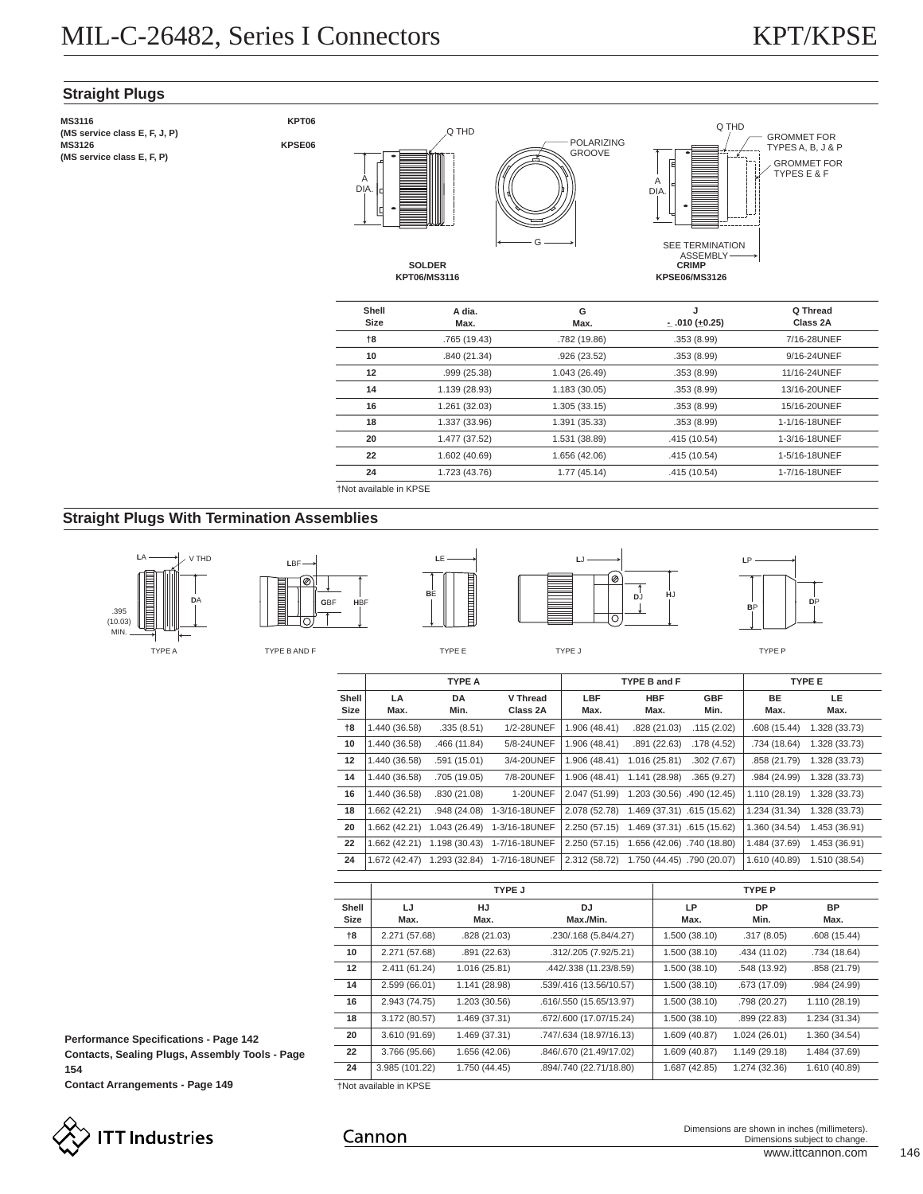## Straight Plugs

**MS3116** **KPT06**
**(MS service class E, F, J, P)**
**MS3126** **KPSE06**
**(MS service class E, F, P)**

Q THD
POLARIZING GROOVE
A DIA.
G
GROMMET FOR TYPES A, B, J & P
GROMMET FOR TYPES E & F
SEE TERMINATION ASSEMBLY

**SOLDER KPT06/MS3116**

**CRIMP KPSE06/MS3126**

| Shell Size | A dia. Max. | G Max. | J ± .010 (+0.25) | Q Thread Class 2A |
|---|---|---|---|---|
| †8 | .765 (19.43) | .782 (19.86) | .353 (8.99) | 7/16-28UNEF |
| 10 | .840 (21.34) | .926 (23.52) | .353 (8.99) | 9/16-24UNEF |
| 12 | .999 (25.38) | 1.043 (26.49) | .353 (8.99) | 11/16-24UNEF |
| 14 | 1.139 (28.93) | 1.183 (30.05) | .353 (8.99) | 13/16-20UNEF |
| 16 | 1.261 (32.03) | 1.305 (33.15) | .353 (8.99) | 15/16-20UNEF |
| 18 | 1.337 (33.96) | 1.391 (35.33) | .353 (8.99) | 1-1/16-18UNEF |
| 20 | 1.477 (37.52) | 1.531 (38.89) | .415 (10.54) | 1-3/16-18UNEF |
| 22 | 1.602 (40.69) | 1.656 (42.06) | .415 (10.54) | 1-5/16-18UNEF |
| 24 | 1.723 (43.76) | 1.77 (45.14) | .415 (10.54) | 1-7/16-18UNEF |

†Not available in KPSE

## Straight Plugs With Termination Assemblies

TYPE A — LA, V THD, DA, .395 (10.03) MIN.
TYPE B AND F — LBF, GBF, HBF
TYPE E — LE, BE
TYPE J — LJ, DJ, HJ
TYPE P — LP, BP, DP

| Shell Size | TYPE A LA Max. | TYPE A DA Min. | TYPE A V Thread Class 2A | TYPE B and F LBF Max. | TYPE B and F HBF Max. | TYPE B and F GBF Min. | TYPE E BE Max. | TYPE E LE Max. |
|---|---|---|---|---|---|---|---|---|
| †8 | 1.440 (36.58) | .335 (8.51) | 1/2-28UNEF | 1.906 (48.41) | .828 (21.03) | .115 (2.02) | .608 (15.44) | 1.328 (33.73) |
| 10 | 1.440 (36.58) | .466 (11.84) | 5/8-24UNEF | 1.906 (48.41) | .891 (22.63) | .178 (4.52) | .734 (18.64) | 1.328 (33.73) |
| 12 | 1.440 (36.58) | .591 (15.01) | 3/4-20UNEF | 1.906 (48.41) | 1.016 (25.81) | .302 (7.67) | .858 (21.79) | 1.328 (33.73) |
| 14 | 1.440 (36.58) | .705 (19.05) | 7/8-20UNEF | 1.906 (48.41) | 1.141 (28.98) | .365 (9.27) | .984 (24.99) | 1.328 (33.73) |
| 16 | 1.440 (36.58) | .830 (21.08) | 1-20UNEF | 2.047 (51.99) | 1.203 (30.56) | .490 (12.45) | 1.110 (28.19) | 1.328 (33.73) |
| 18 | 1.662 (42.21) | .948 (24.08) | 1-3/16-18UNEF | 2.078 (52.78) | 1.469 (37.31) | .615 (15.62) | 1.234 (31.34) | 1.328 (33.73) |
| 20 | 1.662 (42.21) | 1.043 (26.49) | 1-3/16-18UNEF | 2.250 (57.15) | 1.469 (37.31) | .615 (15.62) | 1.360 (34.54) | 1.453 (36.91) |
| 22 | 1.662 (42.21) | 1.198 (30.43) | 1-7/16-18UNEF | 2.250 (57.15) | 1.656 (42.06) | .740 (18.80) | 1.484 (37.69) | 1.453 (36.91) |
| 24 | 1.672 (42.47) | 1.293 (32.84) | 1-7/16-18UNEF | 2.312 (58.72) | 1.750 (44.45) | .790 (20.07) | 1.610 (40.89) | 1.510 (38.54) |

| Shell Size | TYPE J LJ Max. | TYPE J HJ Max. | TYPE J DJ Max./Min. | TYPE P LP Max. | TYPE P DP Min. | TYPE P BP Max. |
|---|---|---|---|---|---|---|
| †8 | 2.271 (57.68) | .828 (21.03) | .230/.168 (5.84/4.27) | 1.500 (38.10) | .317 (8.05) | .608 (15.44) |
| 10 | 2.271 (57.68) | .891 (22.63) | .312/.205 (7.92/5.21) | 1.500 (38.10) | .434 (11.02) | .734 (18.64) |
| 12 | 2.411 (61.24) | 1.016 (25.81) | .442/.338 (11.23/8.59) | 1.500 (38.10) | .548 (13.92) | .858 (21.79) |
| 14 | 2.599 (66.01) | 1.141 (28.98) | .539/.416 (13.56/10.57) | 1.500 (38.10) | .673 (17.09) | .984 (24.99) |
| 16 | 2.943 (74.75) | 1.203 (30.56) | .616/.550 (15.65/13.97) | 1.500 (38.10) | .798 (20.27) | 1.110 (28.19) |
| 18 | 3.172 (80.57) | 1.469 (37.31) | .672/.600 (17.07/15.24) | 1.500 (38.10) | .899 (22.83) | 1.234 (31.34) |
| 20 | 3.610 (91.69) | 1.469 (37.31) | .747/.634 (18.97/16.13) | 1.609 (40.87) | 1.024 (26.01) | 1.360 (34.54) |
| 22 | 3.766 (95.66) | 1.656 (42.06) | .846/.670 (21.49/17.02) | 1.609 (40.87) | 1.149 (29.18) | 1.484 (37.69) |
| 24 | 3.985 (101.22) | 1.750 (44.45) | .894/.740 (22.71/18.80) | 1.687 (42.85) | 1.274 (32.36) | 1.610 (40.89) |

†Not available in KPSE

**Performance Specifications - Page 142**
**Contacts, Sealing Plugs, Assembly Tools - Page 154**
**Contact Arrangements - Page 149**

Dimensions are shown in inches (millimeters).
Dimensions subject to change.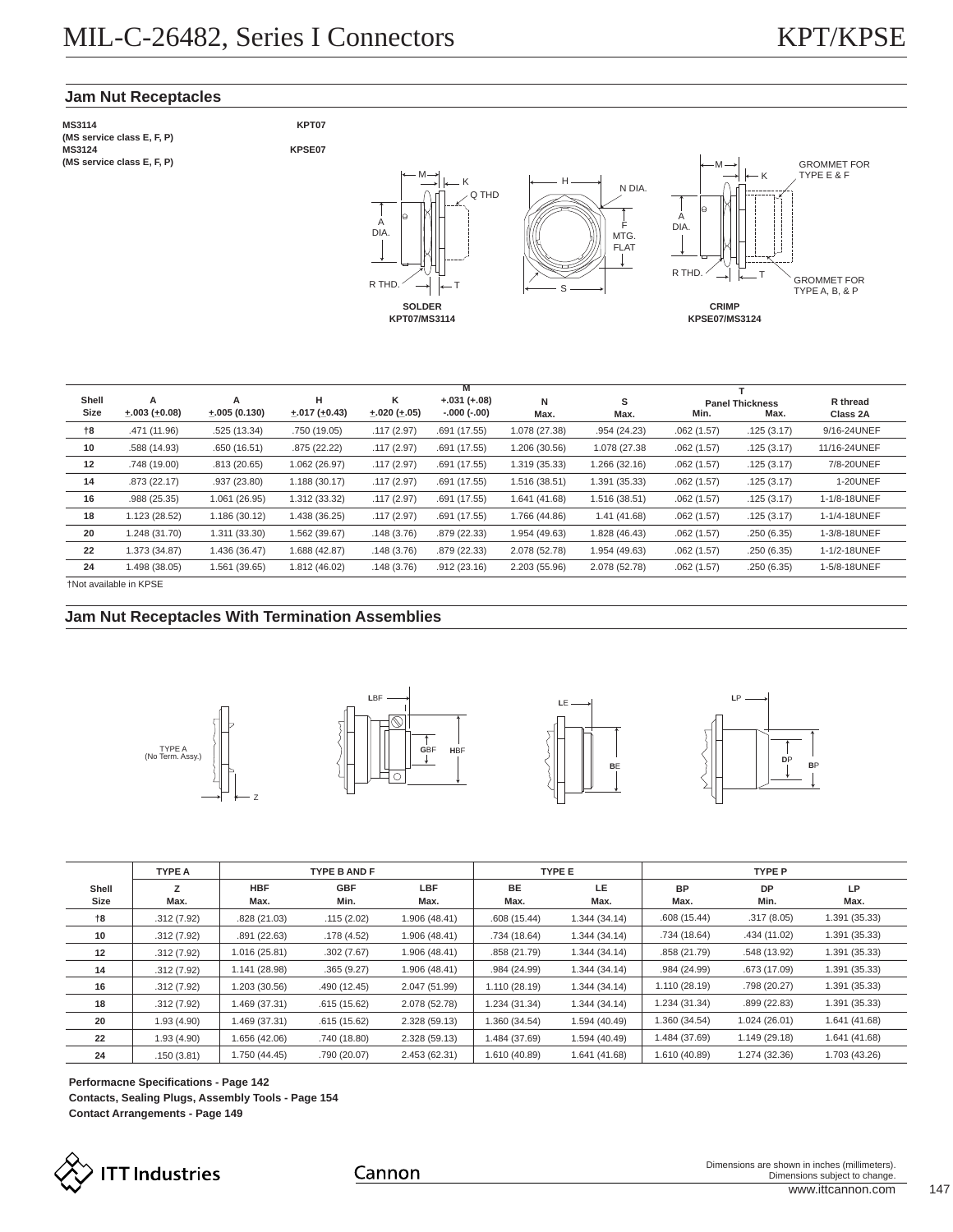## Jam Nut Receptacles

**MS3114** **KPT07**
**(MS service class E, F, P)**
**MS3124** **KPSE07**
**(MS service class E, F, P)**

SOLDER
KPT07/MS3114

CRIMP
KPSE07/MS3124

| Shell Size | A ±.003 (+0.08) | A ±.005 (0.130) | H ±.017 (+0.43) | K ±.020 (+.05) | M +.031 (+.08) -.000 (-.00) | N Max. | S Max. | T Panel Thickness Min. | T Panel Thickness Max. | R thread Class 2A |
|---|---|---|---|---|---|---|---|---|---|---|
| †8 | .471 (11.96) | .525 (13.34) | .750 (19.05) | .117 (2.97) | .691 (17.55) | 1.078 (27.38) | .954 (24.23) | .062 (1.57) | .125 (3.17) | 9/16-24UNEF |
| 10 | .588 (14.93) | .650 (16.51) | .875 (22.22) | .117 (2.97) | .691 (17.55) | 1.206 (30.56) | 1.078 (27.38 | .062 (1.57) | .125 (3.17) | 11/16-24UNEF |
| 12 | .748 (19.00) | .813 (20.65) | 1.062 (26.97) | .117 (2.97) | .691 (17.55) | 1.319 (35.33) | 1.266 (32.16) | .062 (1.57) | .125 (3.17) | 7/8-20UNEF |
| 14 | .873 (22.17) | .937 (23.80) | 1.188 (30.17) | .117 (2.97) | .691 (17.55) | 1.516 (38.51) | 1.391 (35.33) | .062 (1.57) | .125 (3.17) | 1-20UNEF |
| 16 | .988 (25.35) | 1.061 (26.95) | 1.312 (33.32) | .117 (2.97) | .691 (17.55) | 1.641 (41.68) | 1.516 (38.51) | .062 (1.57) | .125 (3.17) | 1-1/8-18UNEF |
| 18 | 1.123 (28.52) | 1.186 (30.12) | 1.438 (36.25) | .117 (2.97) | .691 (17.55) | 1.766 (44.86) | 1.41 (41.68) | .062 (1.57) | .125 (3.17) | 1-1/4-18UNEF |
| 20 | 1.248 (31.70) | 1.311 (33.30) | 1.562 (39.67) | .148 (3.76) | .879 (22.33) | 1.954 (49.63) | 1.828 (46.43) | .062 (1.57) | .250 (6.35) | 1-3/8-18UNEF |
| 22 | 1.373 (34.87) | 1.436 (36.47) | 1.688 (42.87) | .148 (3.76) | .879 (22.33) | 2.078 (52.78) | 1.954 (49.63) | .062 (1.57) | .250 (6.35) | 1-1/2-18UNEF |
| 24 | 1.498 (38.05) | 1.561 (39.65) | 1.812 (46.02) | .148 (3.76) | .912 (23.16) | 2.203 (55.96) | 2.078 (52.78) | .062 (1.57) | .250 (6.35) | 1-5/8-18UNEF |

†Not available in KPSE

## Jam Nut Receptacles With Termination Assemblies

| Shell Size | TYPE A Z Max. | TYPE B AND F HBF Max. | TYPE B AND F GBF Min. | TYPE B AND F LBF Max. | TYPE E BE Max. | TYPE E LE Max. | TYPE P BP Max. | TYPE P DP Min. | TYPE P LP Max. |
|---|---|---|---|---|---|---|---|---|---|
| †8 | .312 (7.92) | .828 (21.03) | .115 (2.02) | 1.906 (48.41) | .608 (15.44) | 1.344 (34.14) | .608 (15.44) | .317 (8.05) | 1.391 (35.33) |
| 10 | .312 (7.92) | .891 (22.63) | .178 (4.52) | 1.906 (48.41) | .734 (18.64) | 1.344 (34.14) | .734 (18.64) | .434 (11.02) | 1.391 (35.33) |
| 12 | .312 (7.92) | 1.016 (25.81) | .302 (7.67) | 1.906 (48.41) | .858 (21.79) | 1.344 (34.14) | .858 (21.79) | .548 (13.92) | 1.391 (35.33) |
| 14 | .312 (7.92) | 1.141 (28.98) | .365 (9.27) | 1.906 (48.41) | .984 (24.99) | 1.344 (34.14) | .984 (24.99) | .673 (17.09) | 1.391 (35.33) |
| 16 | .312 (7.92) | 1.203 (30.56) | .490 (12.45) | 2.047 (51.99) | 1.110 (28.19) | 1.344 (34.14) | 1.110 (28.19) | .798 (20.27) | 1.391 (35.33) |
| 18 | .312 (7.92) | 1.469 (37.31) | .615 (15.62) | 2.078 (52.78) | 1.234 (31.34) | 1.344 (34.14) | 1.234 (31.34) | .899 (22.83) | 1.391 (35.33) |
| 20 | 1.93 (4.90) | 1.469 (37.31) | .615 (15.62) | 2.328 (59.13) | 1.360 (34.54) | 1.594 (40.49) | 1.360 (34.54) | 1.024 (26.01) | 1.641 (41.68) |
| 22 | 1.93 (4.90) | 1.656 (42.06) | .740 (18.80) | 2.328 (59.13) | 1.484 (37.69) | 1.594 (40.49) | 1.484 (37.69) | 1.149 (29.18) | 1.641 (41.68) |
| 24 | .150 (3.81) | 1.750 (44.45) | .790 (20.07) | 2.453 (62.31) | 1.610 (40.89) | 1.641 (41.68) | 1.610 (40.89) | 1.274 (32.36) | 1.703 (43.26) |

**Performacne Specifications - Page 142**
**Contacts, Sealing Plugs, Assembly Tools - Page 154**
**Contact Arrangements - Page 149**

Dimensions are shown in inches (millimeters).
Dimensions subject to change.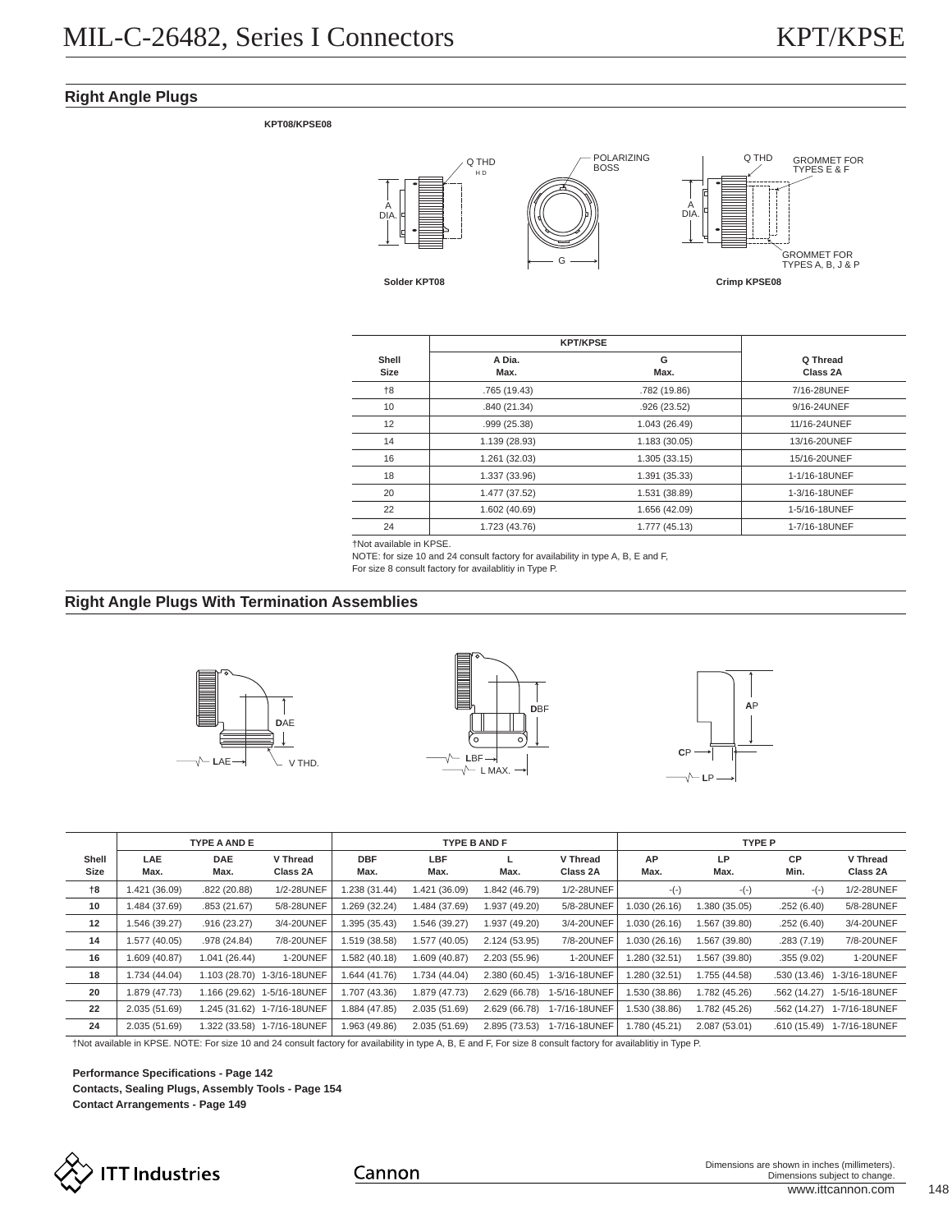# MIL-C-26482, Series I Connectors

# KPT/KPSE

## Right Angle Plugs

**KPT08/KPSE08**

Solder KPT08

Crimp KPSE08

| Shell Size | KPT/KPSE A Dia. Max. | KPT/KPSE G Max. | Q Thread Class 2A |
|---|---|---|---|
| †8 | .765 (19.43) | .782 (19.86) | 7/16-28UNEF |
| 10 | .840 (21.34) | .926 (23.52) | 9/16-24UNEF |
| 12 | .999 (25.38) | 1.043 (26.49) | 11/16-24UNEF |
| 14 | 1.139 (28.93) | 1.183 (30.05) | 13/16-20UNEF |
| 16 | 1.261 (32.03) | 1.305 (33.15) | 15/16-20UNEF |
| 18 | 1.337 (33.96) | 1.391 (35.33) | 1-1/16-18UNEF |
| 20 | 1.477 (37.52) | 1.531 (38.89) | 1-3/16-18UNEF |
| 22 | 1.602 (40.69) | 1.656 (42.09) | 1-5/16-18UNEF |
| 24 | 1.723 (43.76) | 1.777 (45.13) | 1-7/16-18UNEF |

†Not available in KPSE.
NOTE: for size 10 and 24 consult factory for availability in type A, B, E and F,
For size 8 consult factory for availablitiy in Type P.

## Right Angle Plugs With Termination Assemblies

| Shell Size | TYPE A AND E LAE Max. | TYPE A AND E DAE Max. | TYPE A AND E V Thread Class 2A | TYPE B AND F DBF Max. | TYPE B AND F LBF Max. | TYPE B AND F L Max. | TYPE B AND F V Thread Class 2A | TYPE P AP Max. | TYPE P LP Max. | TYPE P CP Min. | TYPE P V Thread Class 2A |
|---|---|---|---|---|---|---|---|---|---|---|---|
| †8 | 1.421 (36.09) | .822 (20.88) | 1/2-28UNEF | 1.238 (31.44) | 1.421 (36.09) | 1.842 (46.79) | 1/2-28UNEF | -(-) | -(-) | -(-) | 1/2-28UNEF |
| 10 | 1.484 (37.69) | .853 (21.67) | 5/8-28UNEF | 1.269 (32.24) | 1.484 (37.69) | 1.937 (49.20) | 5/8-28UNEF | 1.030 (26.16) | 1.380 (35.05) | .252 (6.40) | 5/8-28UNEF |
| 12 | 1.546 (39.27) | .916 (23.27) | 3/4-20UNEF | 1.395 (35.43) | 1.546 (39.27) | 1.937 (49.20) | 3/4-20UNEF | 1.030 (26.16) | 1.567 (39.80) | .252 (6.40) | 3/4-20UNEF |
| 14 | 1.577 (40.05) | .978 (24.84) | 7/8-20UNEF | 1.519 (38.58) | 1.577 (40.05) | 2.124 (53.95) | 7/8-20UNEF | 1.030 (26.16) | 1.567 (39.80) | .283 (7.19) | 7/8-20UNEF |
| 16 | 1.609 (40.87) | 1.041 (26.44) | 1-20UNEF | 1.582 (40.18) | 1.609 (40.87) | 2.203 (55.96) | 1-20UNEF | 1.280 (32.51) | 1.567 (39.80) | .355 (9.02) | 1-20UNEF |
| 18 | 1.734 (44.04) | 1.103 (28.70) | 1-3/16-18UNEF | 1.644 (41.76) | 1.734 (44.04) | 2.380 (60.45) | 1-3/16-18UNEF | 1.280 (32.51) | 1.755 (44.58) | .530 (13.46) | 1-3/16-18UNEF |
| 20 | 1.879 (47.73) | 1.166 (29.62) | 1-5/16-18UNEF | 1.707 (43.36) | 1.879 (47.73) | 2.629 (66.78) | 1-5/16-18UNEF | 1.530 (38.86) | 1.782 (45.26) | .562 (14.27) | 1-5/16-18UNEF |
| 22 | 2.035 (51.69) | 1.245 (31.62) | 1-7/16-18UNEF | 1.884 (47.85) | 2.035 (51.69) | 2.629 (66.78) | 1-7/16-18UNEF | 1.530 (38.86) | 1.782 (45.26) | .562 (14.27) | 1-7/16-18UNEF |
| 24 | 2.035 (51.69) | 1.322 (33.58) | 1-7/16-18UNEF | 1.963 (49.86) | 2.035 (51.69) | 2.895 (73.53) | 1-7/16-18UNEF | 1.780 (45.21) | 2.087 (53.01) | .610 (15.49) | 1-7/16-18UNEF |

†Not available in KPSE. NOTE: For size 10 and 24 consult factory for availability in type A, B, E and F, For size 8 consult factory for availablitiy in Type P.

**Performance Specifications - Page 142**
**Contacts, Sealing Plugs, Assembly Tools - Page 154**
**Contact Arrangements - Page 149**

Dimensions are shown in inches (millimeters).
Dimensions subject to change.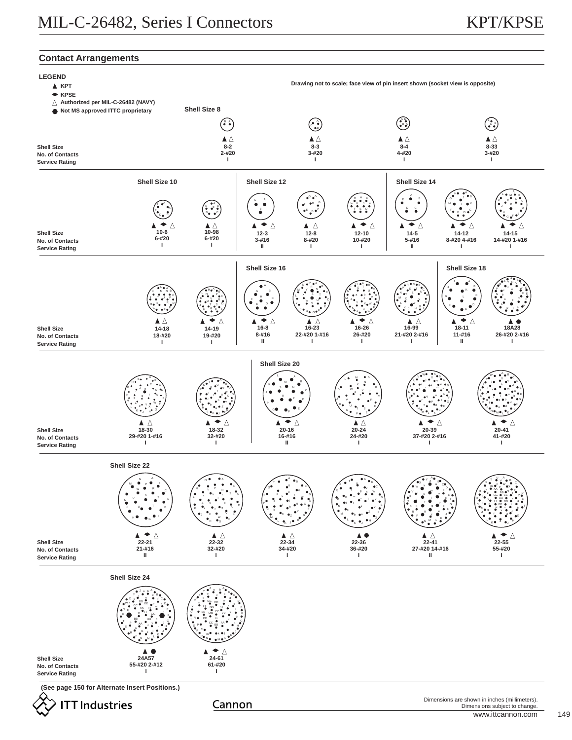## Contact Arrangements

**LEGEND**

- ▲ **KPT**
- ◆ **KPSE**
- △ **Authorized per MIL-C-26482 (NAVY)**
- ● **Not MS approved ITTC proprietary**

**Drawing not to scale; face view of pin insert shown (socket view is opposite)**

### Shell Size 8

| Shell Size | 8-2 | 8-3 | 8-4 | 8-33 |
|---|---|---|---|---|
| | ▲ △ | ▲ △ | ▲ △ | ▲ △ |
| No. of Contacts | 2-#20 | 3-#20 | 4-#20 | 3-#20 |
| Service Rating | I | I | I | I |

### Shell Size 10

| Shell Size | 10-6 | 10-98 |
|---|---|---|
| | ▲ ◆ △ | ▲ △ |
| No. of Contacts | 6-#20 | 6-#20 |
| Service Rating | I | I |

### Shell Size 12

| Shell Size | 12-3 | 12-8 | 12-10 |
|---|---|---|---|
| | ▲ ◆ △ | ▲ △ | ▲ ◆ △ |
| No. of Contacts | 3-#16 | 8-#20 | 10-#20 |
| Service Rating | II | I | I |

### Shell Size 14

| Shell Size | 14-5 | 14-12 | 14-15 | 14-18 | 14-19 |
|---|---|---|---|---|---|
| | ▲ ◆ △ | ▲ ◆ △ | ▲ ◆ △ | ▲ △ | ▲ ◆ △ |
| No. of Contacts | 5-#16 | 8-#20 4-#16 | 14-#20 1-#16 | 18-#20 | 19-#20 |
| Service Rating | II | I | I | I | I |

### Shell Size 16

| Shell Size | 16-8 | 16-23 | 16-26 | 16-99 |
|---|---|---|---|---|
| | ▲ ◆ △ | ▲ △ | ▲ ◆ △ | ▲ △ |
| No. of Contacts | 8-#16 | 22-#20 1-#16 | 26-#20 | 21-#20 2-#16 |
| Service Rating | II | I | I | I |

### Shell Size 18

| Shell Size | 18-11 | 18A28 | 18-30 | 18-32 |
|---|---|---|---|---|
| | ▲ ◆ △ | ▲ ● | ▲ △ | ▲ ◆ △ |
| No. of Contacts | 11-#16 | 26-#20 2-#16 | 29-#20 1-#16 | 32-#20 |
| Service Rating | II | I | I | I |

### Shell Size 20

| Shell Size | 20-16 | 20-24 | 20-39 | 20-41 |
|---|---|---|---|---|
| | ▲ ◆ △ | ▲ △ | ▲ ◆ △ | ▲ ◆ △ |
| No. of Contacts | 16-#16 | 24-#20 | 37-#20 2-#16 | 41-#20 |
| Service Rating | II | I | I | I |

### Shell Size 22

| Shell Size | 22-21 | 22-32 | 22-34 | 22-36 | 22-41 | 22-55 |
|---|---|---|---|---|---|---|
| | ▲ ◆ △ | ▲ △ | ▲ △ | ▲ ● | ▲ △ | ▲ ◆ △ |
| No. of Contacts | 21-#16 | 32-#20 | 34-#20 | 36-#20 | 27-#20 14-#16 | 55-#20 |
| Service Rating | II | I | I | I | II | I |

### Shell Size 24

| Shell Size | 24A57 | 24-61 |
|---|---|---|
| | ▲ ● | ▲ ◆ △ |
| No. of Contacts | 55-#20 2-#12 | 61-#20 |
| Service Rating | I | I |

**(See page 150 for Alternate Insert Positions.)**

Dimensions are shown in inches (millimeters).
Dimensions subject to change.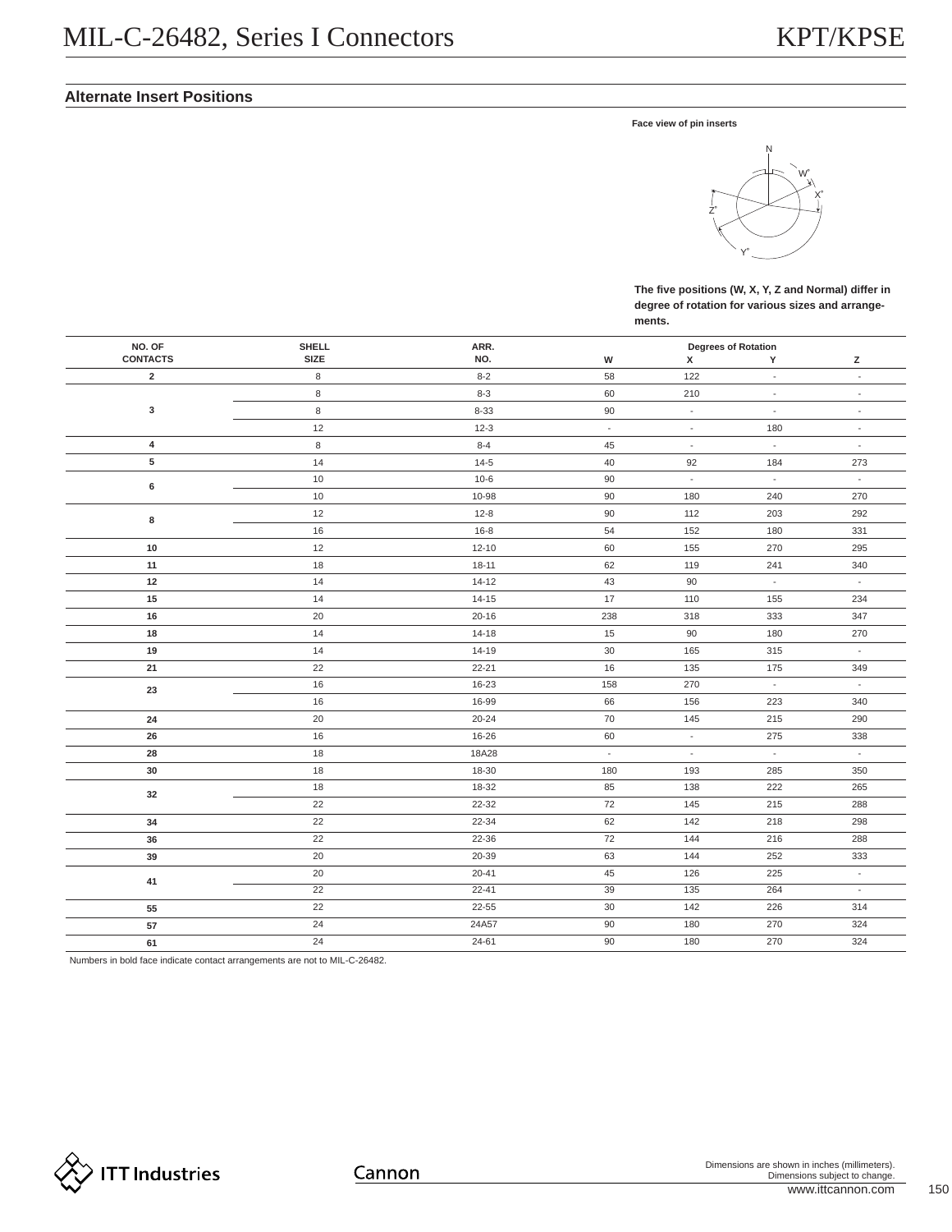## Alternate Insert Positions

**Face view of pin inserts**

**The five positions (W, X, Y, Z and Normal) differ in degree of rotation for various sizes and arrangements.**

| NO. OF CONTACTS | SHELL SIZE | ARR. NO. | Degrees of Rotation | | | |
|---|---|---|---|---|---|---|
| | | | W | X | Y | Z |
| **2** | 8 | 8-2 | 58 | 122 | - | - |
| **3** | 8 | 8-3 | 60 | 210 | - | - |
| | 8 | 8-33 | 90 | - | - | - |
| | 12 | 12-3 | - | - | 180 | - |
| **4** | 8 | 8-4 | 45 | - | - | - |
| **5** | 14 | 14-5 | 40 | 92 | 184 | 273 |
| **6** | 10 | 10-6 | 90 | - | - | - |
| | 10 | 10-98 | 90 | 180 | 240 | 270 |
| **8** | 12 | 12-8 | 90 | 112 | 203 | 292 |
| | 16 | 16-8 | 54 | 152 | 180 | 331 |
| **10** | 12 | 12-10 | 60 | 155 | 270 | 295 |
| **11** | 18 | 18-11 | 62 | 119 | 241 | 340 |
| **12** | 14 | 14-12 | 43 | 90 | - | - |
| **15** | 14 | 14-15 | 17 | 110 | 155 | 234 |
| **16** | 20 | 20-16 | 238 | 318 | 333 | 347 |
| **18** | 14 | 14-18 | 15 | 90 | 180 | 270 |
| **19** | 14 | 14-19 | 30 | 165 | 315 | - |
| **21** | 22 | 22-21 | 16 | 135 | 175 | 349 |
| **23** | 16 | 16-23 | 158 | 270 | - | - |
| | 16 | 16-99 | 66 | 156 | 223 | 340 |
| **24** | 20 | 20-24 | 70 | 145 | 215 | 290 |
| **26** | 16 | 16-26 | 60 | - | 275 | 338 |
| **28** | 18 | 18A28 | - | - | - | - |
| **30** | 18 | 18-30 | 180 | 193 | 285 | 350 |
| **32** | 18 | 18-32 | 85 | 138 | 222 | 265 |
| | 22 | 22-32 | 72 | 145 | 215 | 288 |
| **34** | 22 | 22-34 | 62 | 142 | 218 | 298 |
| **36** | 22 | 22-36 | 72 | 144 | 216 | 288 |
| **39** | 20 | 20-39 | 63 | 144 | 252 | 333 |
| **41** | 20 | 20-41 | 45 | 126 | 225 | - |
| | 22 | 22-41 | 39 | 135 | 264 | - |
| **55** | 22 | 22-55 | 30 | 142 | 226 | 314 |
| **57** | 24 | 24A57 | 90 | 180 | 270 | 324 |
| **61** | 24 | 24-61 | 90 | 180 | 270 | 324 |

Numbers in bold face indicate contact arrangements are not to MIL-C-26482.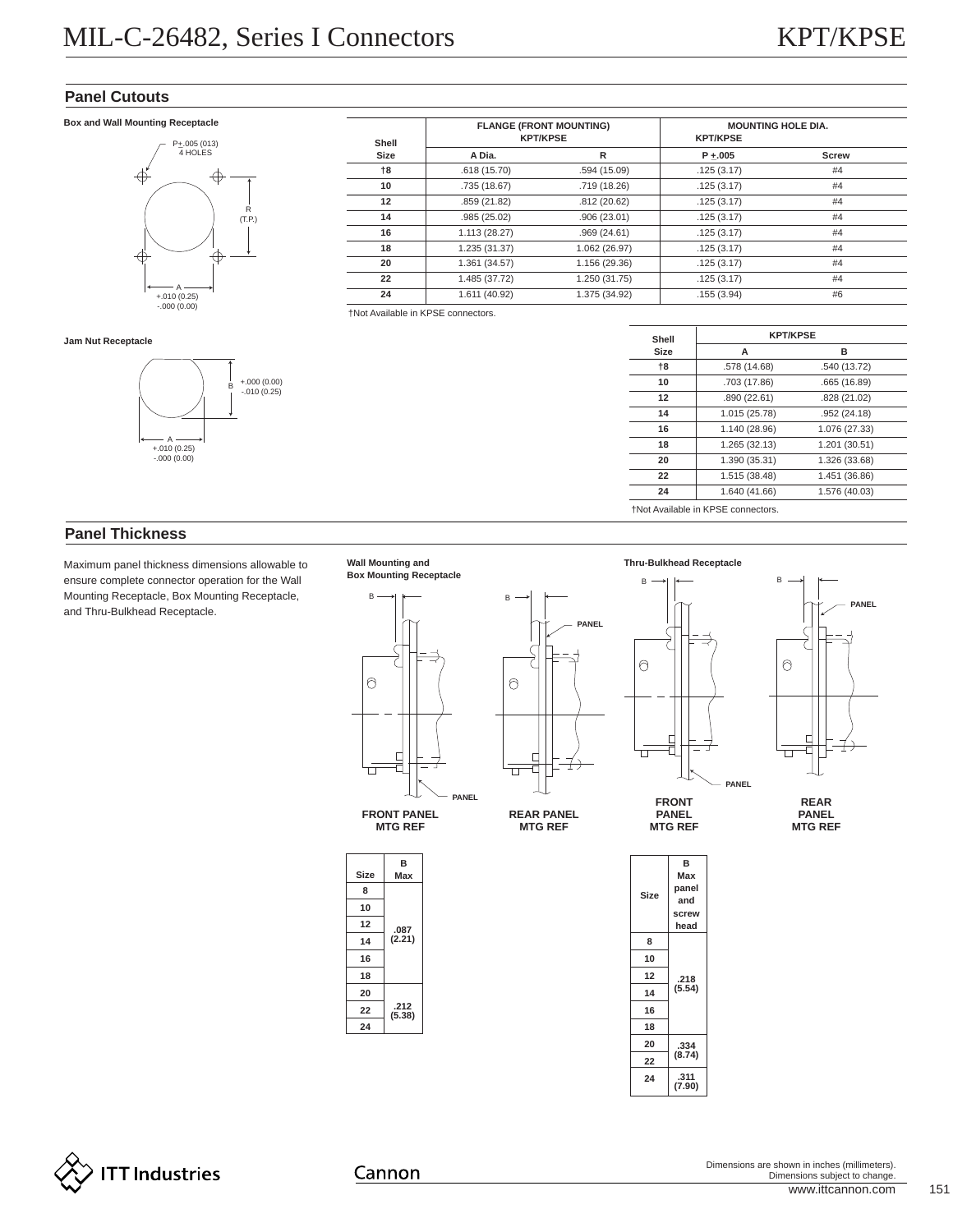# MIL-C-26482, Series I Connectors — KPT/KPSE

## Panel Cutouts

**Box and Wall Mounting Receptacle**

P±.005 (013) 4 HOLES

R (T.P.)

A +.010 (0.25) -.000 (0.00)

| Shell Size | FLANGE (FRONT MOUNTING) KPT/KPSE | | MOUNTING HOLE DIA. KPT/KPSE | |
|---|---|---|---|---|
| | A Dia. | R | P ±.005 | Screw |
| †8 | .618 (15.70) | .594 (15.09) | .125 (3.17) | #4 |
| 10 | .735 (18.67) | .719 (18.26) | .125 (3.17) | #4 |
| 12 | .859 (21.82) | .812 (20.62) | .125 (3.17) | #4 |
| 14 | .985 (25.02) | .906 (23.01) | .125 (3.17) | #4 |
| 16 | 1.113 (28.27) | .969 (24.61) | .125 (3.17) | #4 |
| 18 | 1.235 (31.37) | 1.062 (26.97) | .125 (3.17) | #4 |
| 20 | 1.361 (34.57) | 1.156 (29.36) | .125 (3.17) | #4 |
| 22 | 1.485 (37.72) | 1.250 (31.75) | .125 (3.17) | #4 |
| 24 | 1.611 (40.92) | 1.375 (34.92) | .155 (3.94) | #6 |

†Not Available in KPSE connectors.

**Jam Nut Receptacle**

B +.000 (0.00) -.010 (0.25)

A +.010 (0.25) -.000 (0.00)

| Shell Size | KPT/KPSE | |
|---|---|---|
| | A | B |
| †8 | .578 (14.68) | .540 (13.72) |
| 10 | .703 (17.86) | .665 (16.89) |
| 12 | .890 (22.61) | .828 (21.02) |
| 14 | 1.015 (25.78) | .952 (24.18) |
| 16 | 1.140 (28.96) | 1.076 (27.33) |
| 18 | 1.265 (32.13) | 1.201 (30.51) |
| 20 | 1.390 (35.31) | 1.326 (33.68) |
| 22 | 1.515 (38.48) | 1.451 (36.86) |
| 24 | 1.640 (41.66) | 1.576 (40.03) |

†Not Available in KPSE connectors.

## Panel Thickness

Maximum panel thickness dimensions allowable to ensure complete connector operation for the Wall Mounting Receptacle, Box Mounting Receptacle, and Thru-Bulkhead Receptacle.

**Wall Mounting and Box Mounting Receptacle**

FRONT PANEL MTG REF — REAR PANEL MTG REF

| Size | B Max |
|---|---|
| 8 | .087 (2.21) |
| 10 | |
| 12 | |
| 14 | |
| 16 | |
| 18 | |
| 20 | .212 (5.38) |
| 22 | |
| 24 | |

**Thru-Bulkhead Receptacle**

FRONT PANEL MTG REF — REAR PANEL MTG REF

| Size | B Max panel and screw head |
|---|---|
| 8 | .218 (5.54) |
| 10 | |
| 12 | |
| 14 | |
| 16 | |
| 18 | |
| 20 | .334 (8.74) |
| 22 | |
| 24 | .311 (7.90) |

ITT Industries — Cannon

Dimensions are shown in inches (millimeters). Dimensions subject to change.

www.ittcannon.com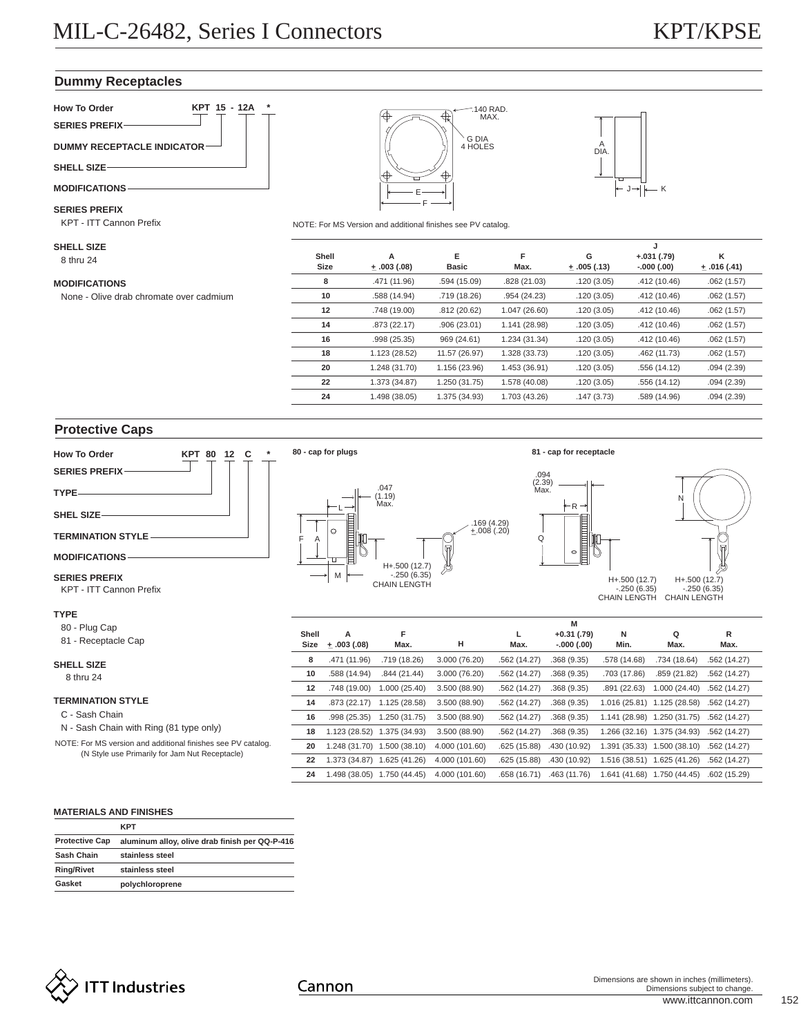# MIL-C-26482, Series I Connectors — KPT/KPSE

## Dummy Receptacles

**How To Order** KPT 15 - 12A *

- SERIES PREFIX
- DUMMY RECEPTACLE INDICATOR
- SHELL SIZE
- MODIFICATIONS

**SERIES PREFIX**
KPT - ITT Cannon Prefix

**SHELL SIZE**
8 thru 24

**MODIFICATIONS**
None - Olive drab chromate over cadmium

.140 RAD. MAX.
G DIA 4 HOLES
A DIA.

NOTE: For MS Version and additional finishes see PV catalog.

| Shell Size | A ± .003 (.08) | E Basic | F Max. | G ± .005 (.13) | J +.031 (.79) -.000 (.00) | K ± .016 (.41) |
|---|---|---|---|---|---|---|
| 8 | .471 (11.96) | .594 (15.09) | .828 (21.03) | .120 (3.05) | .412 (10.46) | .062 (1.57) |
| 10 | .588 (14.94) | .719 (18.26) | .954 (24.23) | .120 (3.05) | .412 (10.46) | .062 (1.57) |
| 12 | .748 (19.00) | .812 (20.62) | 1.047 (26.60) | .120 (3.05) | .412 (10.46) | .062 (1.57) |
| 14 | .873 (22.17) | .906 (23.01) | 1.141 (28.98) | .120 (3.05) | .412 (10.46) | .062 (1.57) |
| 16 | .998 (25.35) | 969 (24.61) | 1.234 (31.34) | .120 (3.05) | .412 (10.46) | .062 (1.57) |
| 18 | 1.123 (28.52) | 11.57 (26.97) | 1.328 (33.73) | .120 (3.05) | .462 (11.73) | .062 (1.57) |
| 20 | 1.248 (31.70) | 1.156 (23.96) | 1.453 (36.91) | .120 (3.05) | .556 (14.12) | .094 (2.39) |
| 22 | 1.373 (34.87) | 1.250 (31.75) | 1.578 (40.08) | .120 (3.05) | .556 (14.12) | .094 (2.39) |
| 24 | 1.498 (38.05) | 1.375 (34.93) | 1.703 (43.26) | .147 (3.73) | .589 (14.96) | .094 (2.39) |

## Protective Caps

**How To Order** KPT 80 12 C *

- SERIES PREFIX
- TYPE
- SHEL SIZE
- TERMINATION STYLE
- MODIFICATIONS

**SERIES PREFIX**
KPT - ITT Cannon Prefix

**TYPE**
80 - Plug Cap
81 - Receptacle Cap

**SHELL SIZE**
8 thru 24

**TERMINATION STYLE**
C - Sash Chain
N - Sash Chain with Ring (81 type only)

NOTE: For MS version and additional finishes see PV catalog. (N Style use Primarily for Jam Nut Receptacle)

**80 - cap for plugs**

.047 (1.19) Max.
.169 (4.29) ±.008 (.20)
H+.500 (12.7) -.250 (6.35) CHAIN LENGTH

**81 - cap for receptacle**

.094 (2.39) Max.
H+.500 (12.7) -.250 (6.35) CHAIN LENGTH

| Shell Size | A ± .003 (.08) | F Max. | H | L Max. | M +0.31 (.79) -.000 (.00) | N Min. | Q Max. | R Max. |
|---|---|---|---|---|---|---|---|---|
| 8 | .471 (11.96) | .719 (18.26) | 3.000 (76.20) | .562 (14.27) | .368 (9.35) | .578 (14.68) | .734 (18.64) | .562 (14.27) |
| 10 | .588 (14.94) | .844 (21.44) | 3.000 (76.20) | .562 (14.27) | .368 (9.35) | .703 (17.86) | .859 (21.82) | .562 (14.27) |
| 12 | .748 (19.00) | 1.000 (25.40) | 3.500 (88.90) | .562 (14.27) | .368 (9.35) | .891 (22.63) | 1.000 (24.40) | .562 (14.27) |
| 14 | .873 (22.17) | 1.125 (28.58) | 3.500 (88.90) | .562 (14.27) | .368 (9.35) | 1.016 (25.81) | 1.125 (28.58) | .562 (14.27) |
| 16 | .998 (25.35) | 1.250 (31.75) | 3.500 (88.90) | .562 (14.27) | .368 (9.35) | 1.141 (28.98) | 1.250 (31.75) | .562 (14.27) |
| 18 | 1.123 (28.52) | 1.375 (34.93) | 3.500 (88.90) | .562 (14.27) | .368 (9.35) | 1.266 (32.16) | 1.375 (34.93) | .562 (14.27) |
| 20 | 1.248 (31.70) | 1.500 (38.10) | 4.000 (101.60) | .625 (15.88) | .430 (10.92) | 1.391 (35.33) | 1.500 (38.10) | .562 (14.27) |
| 22 | 1.373 (34.87) | 1.625 (41.26) | 4.000 (101.60) | .625 (15.88) | .430 (10.92) | 1.516 (38.51) | 1.625 (41.26) | .562 (14.27) |
| 24 | 1.498 (38.05) | 1.750 (44.45) | 4.000 (101.60) | .658 (16.71) | .463 (11.76) | 1.641 (41.68) | 1.750 (44.45) | .602 (15.29) |

**MATERIALS AND FINISHES**

| | KPT |
|---|---|
| Protective Cap | aluminum alloy, olive drab finish per QQ-P-416 |
| Sash Chain | stainless steel |
| Ring/Rivet | stainless steel |
| Gasket | polychloroprene |

Dimensions are shown in inches (millimeters).
Dimensions subject to change.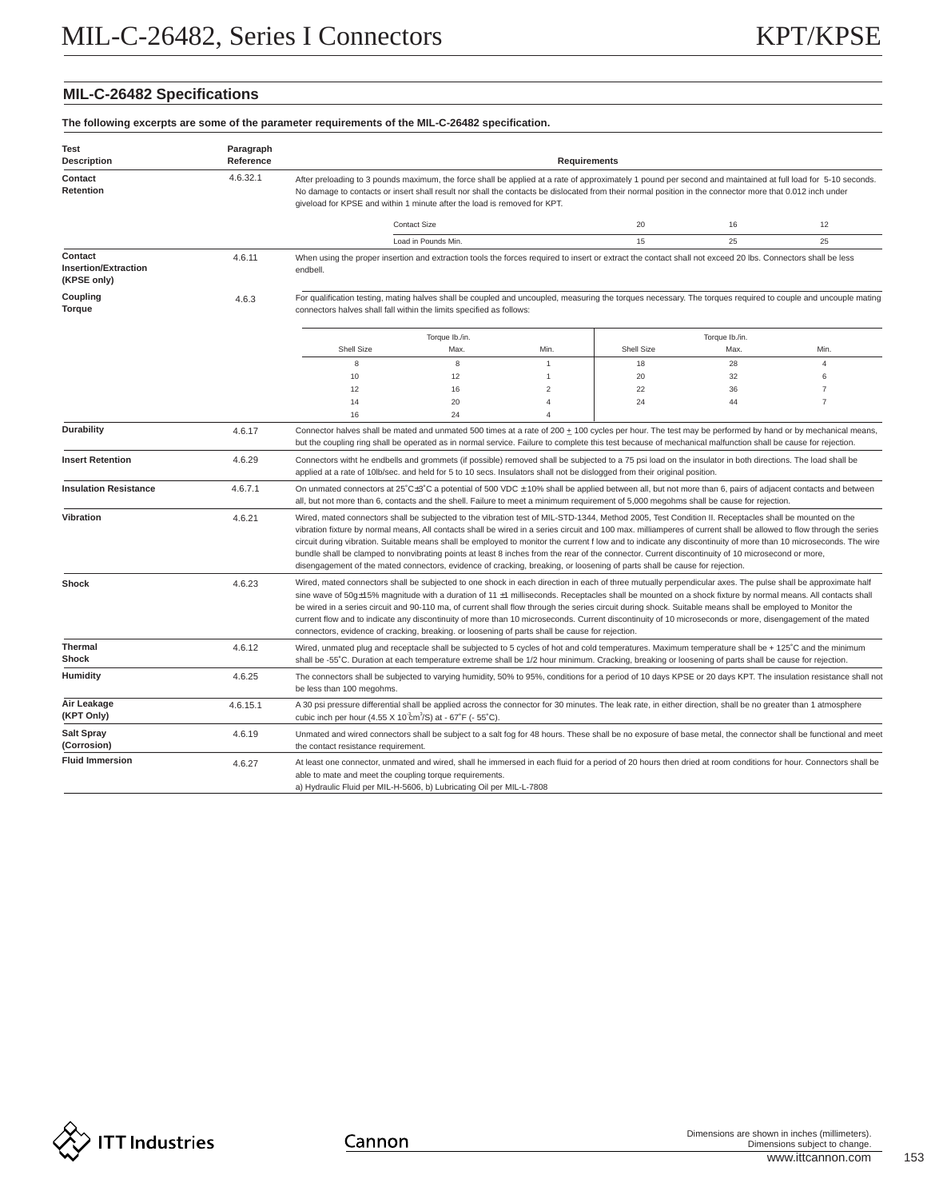## MIL-C-26482 Specifications

**The following excerpts are some of the parameter requirements of the MIL-C-26482 specification.**

| Test Description | Paragraph Reference | Requirements |
|---|---|---|
| **Contact Retention** | 4.6.32.1 | After preloading to 3 pounds maximum, the force shall be applied at a rate of approximately 1 pound per second and maintained at full load for 5-10 seconds. No damage to contacts or insert shall result nor shall the contacts be dislocated from their normal position in the connector more that 0.012 inch under giveload for KPSE and within 1 minute after the load is removed for KPT. |

| Contact Size | 20 | 16 | 12 |
|---|---|---|---|
| Load in Pounds Min. | 15 | 25 | 25 |

| Test Description | Paragraph Reference | Requirements |
|---|---|---|
| **Contact Insertion/Extraction (KPSE only)** | 4.6.11 | When using the proper insertion and extraction tools the forces required to insert or extract the contact shall not exceed 20 lbs. Connectors shall be less endbell. |
| **Coupling Torque** | 4.6.3 | For qualification testing, mating halves shall be coupled and uncoupled, measuring the torques necessary. The torques required to couple and uncouple mating connectors halves shall fall within the limits specified as follows: |

| | Torque lb./in. | | | Torque lb./in. | |
|---|---|---|---|---|---|
| Shell Size | Max. | Min. | Shell Size | Max. | Min. |
| 8 | 8 | 1 | 18 | 28 | 4 |
| 10 | 12 | 1 | 20 | 32 | 6 |
| 12 | 16 | 2 | 22 | 36 | 7 |
| 14 | 20 | 4 | 24 | 44 | 7 |
| 16 | 24 | 4 | | | |

| Test Description | Paragraph Reference | Requirements |
|---|---|---|
| **Durability** | 4.6.17 | Connector halves shall be mated and unmated 500 times at a rate of 200 ± 100 cycles per hour. The test may be performed by hand or by mechanical means, but the coupling ring shall be operated as in normal service. Failure to complete this test because of mechanical malfunction shall be cause for rejection. |
| **Insert Retention** | 4.6.29 | Connectors witht he endbells and grommets (if possible) removed shall be subjected to a 75 psi load on the insulator in both directions. The load shall be applied at a rate of 10lb/sec. and held for 5 to 10 secs. Insulators shall not be dislogged from their original position. |
| **Insulation Resistance** | 4.6.7.1 | On unmated connectors at 25˚C±3˚C a potential of 500 VDC ± 10% shall be applied between all, but not more than 6, pairs of adjacent contacts and between all, but not more than 6, contacts and the shell. Failure to meet a minimum requirement of 5,000 megohms shall be cause for rejection. |
| **Vibration** | 4.6.21 | Wired, mated connectors shall be subjected to the vibration test of MIL-STD-1344, Method 2005, Test Condition II. Receptacles shall be mounted on the vibration fixture by normal means, All contacts shall be wired in a series circuit and 100 max. milliamperes of current shall be allowed to flow through the series circuit during vibration. Suitable means shall be employed to monitor the current f low and to indicate any discontinuity of more than 10 microseconds. The wire bundle shall be clamped to nonvibrating points at least 8 inches from the rear of the connector. Current discontinuity of 10 microsecond or more, disengagement of the mated connectors, evidence of cracking, breaking, or loosening of parts shall be cause for rejection. |
| **Shock** | 4.6.23 | Wired, mated connectors shall be subjected to one shock in each direction in each of three mutually perpendicular axes. The pulse shall be approximate half sine wave of 50g±15% magnitude with a duration of 11 ±1 milliseconds. Receptacles shall be mounted on a shock fixture by normal means. All contacts shall be wired in a series circuit and 90-110 ma, of current shall flow through the series circuit during shock. Suitable means shall be employed to Monitor the current flow and to indicate any discontinuity of more than 10 microseconds. Current discontinuity of 10 microseconds or more, disengagement of the mated connectors, evidence of cracking, breaking. or loosening of parts shall be cause for rejection. |
| **Thermal Shock** | 4.6.12 | Wired, unmated plug and receptacle shall be subjected to 5 cycles of hot and cold temperatures. Maximum temperature shall be + 125˚C and the minimum shall be -55˚C. Duration at each temperature extreme shall be 1/2 hour minimum. Cracking, breaking or loosening of parts shall be cause for rejection. |
| **Humidity** | 4.6.25 | The connectors shall be subjected to varying humidity, 50% to 95%, conditions for a period of 10 days KPSE or 20 days KPT. The insulation resistance shall not be less than 100 megohms. |
| **Air Leakage (KPT Only)** | 4.6.15.1 | A 30 psi pressure differential shall be applied across the connector for 30 minutes. The leak rate, in either direction, shall be no greater than 1 atmosphere cubic inch per hour (4.55 X $10^{3}$ $cm^{3}$/S) at - 67˚F (- 55˚C). |
| **Salt Spray (Corrosion)** | 4.6.19 | Unmated and wired connectors shall be subject to a salt fog for 48 hours. These shall be no exposure of base metal, the connector shall be functional and meet the contact resistance requirement. |
| **Fluid Immersion** | 4.6.27 | At least one connector, unmated and wired, shall he immersed in each fluid for a period of 20 hours then dried at room conditions for hour. Connectors shall be able to mate and meet the coupling torque requirements.<br>a) Hydraulic Fluid per MIL-H-5606, b) Lubricating Oil per MIL-L-7808 |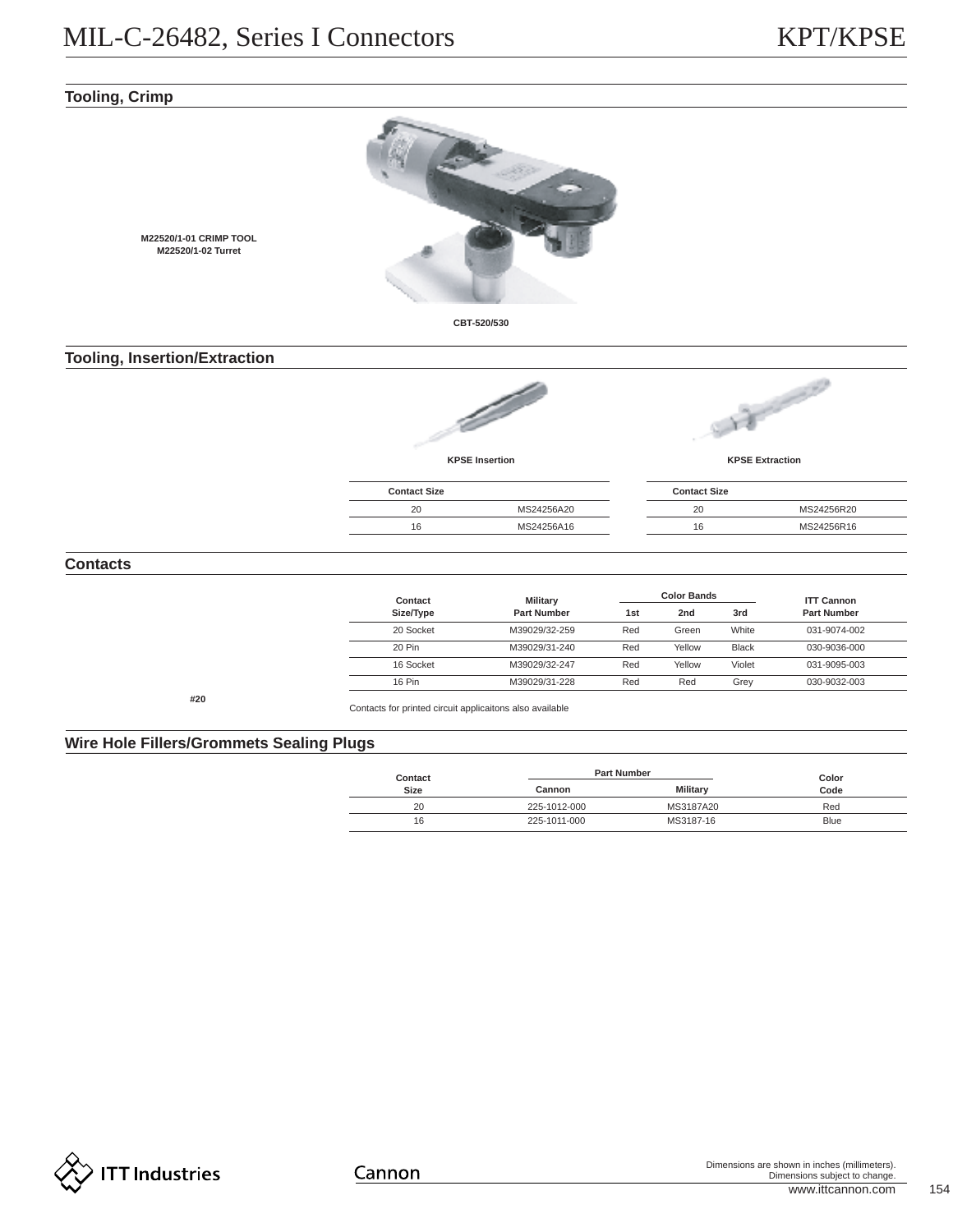## Tooling, Crimp

M22520/1-01 CRIMP TOOL
M22520/1-02 Turret

CBT-520/530

## Tooling, Insertion/Extraction

**KPSE Insertion**

| Contact Size | |
|---|---|
| 20 | MS24256A20 |
| 16 | MS24256A16 |

**KPSE Extraction**

| Contact Size | |
|---|---|
| 20 | MS24256R20 |
| 16 | MS24256R16 |

## Contacts

| Contact Size/Type | Military Part Number | Color Bands 1st | 2nd | 3rd | ITT Cannon Part Number |
|---|---|---|---|---|---|
| 20 Socket | M39029/32-259 | Red | Green | White | 031-9074-002 |
| 20 Pin | M39029/31-240 | Red | Yellow | Black | 030-9036-000 |
| 16 Socket | M39029/32-247 | Red | Yellow | Violet | 031-9095-003 |
| 16 Pin | M39029/31-228 | Red | Red | Grey | 030-9032-003 |

#20

Contacts for printed circuit applicaitons also available

## Wire Hole Fillers/Grommets Sealing Plugs

| Contact Size | Part Number Cannon | Military | Color Code |
|---|---|---|---|
| 20 | 225-1012-000 | MS3187A20 | Red |
| 16 | 225-1011-000 | MS3187-16 | Blue |

Dimensions are shown in inches (millimeters).
Dimensions subject to change.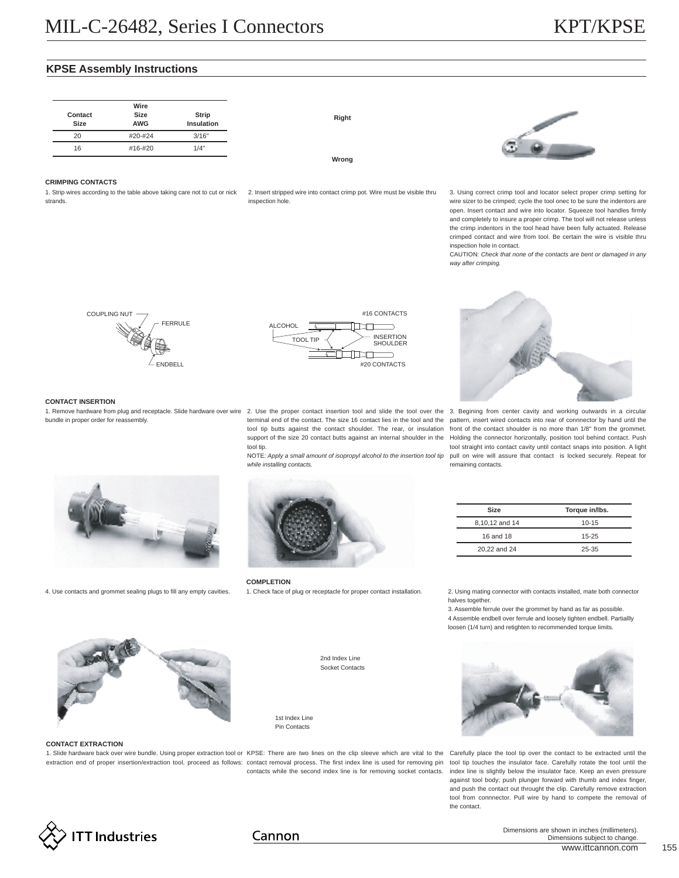## KPSE Assembly Instructions

| Contact Size | Wire Size AWG | Strip Insulation |
|---|---|---|
| 20 | #20-#24 | 3/16" |
| 16 | #16-#20 | 1/4" |

Right

Wrong

### CRIMPING CONTACTS

1. Strip wires according to the table above taking care not to cut or nick strands.

2. Insert stripped wire into contact crimp pot. Wire must be visible thru inspection hole.

3. Using correct crimp tool and locator select proper crimp setting for wire sizer to be crimped; cycle the tool onec to be sure the indentors are open. Insert contact and wire into locator. Squeeze tool handles firmly and completely to insure a proper crimp. The tool will not release unless the crimp indentors in the tool head have been fully actuated. Release crimped contact and wire from tool. Be certain the wire is visible thru inspection hole in contact.

CAUTION: *Check that none of the contacts are bent or damaged in any way after crimping.*

COUPLING NUT, FERRULE, ENDBELL

#16 CONTACTS, ALCOHOL, TOOL TIP, INSERTION SHOULDER, #20 CONTACTS

### CONTACT INSERTION

1. Remove hardware from plug and receptacle. Slide hardware over wire bundle in proper order for reassembly.

2. Use the proper contact insertion tool and slide the tool over the terminal end of the contact. The size 16 contact lies in the tool and the tool tip butts against the contact shoulder. The rear, or insulation support of the size 20 contact butts against an internal shoulder in the tool tip.

NOTE: *Apply a small amount of isopropyl alcohol to the insertion tool tip while installing contacts.*

3. Begining from center cavity and working outwards in a circular pattern, insert wired contacts into rear of connnector by hand until the front of the contact shoulder is no more than 1/8" from the grommet. Holding the connector horizontally, position tool behind contact. Push tool straight into contact cavity until contact snaps into position. A light pull on wire will assure that contact is locked securely. Repeat for remaining contacts.

4. Use contacts and grommet sealing plugs to fill any empty cavities.

| Size | Torque in/lbs. |
|---|---|
| 8,10,12 and 14 | 10-15 |
| 16 and 18 | 15-25 |
| 20,22 and 24 | 25-35 |

### COMPLETION

1. Check face of plug or receptacle for proper contact installation.

2. Using mating connector with contacts installed, mate both connector halves together.

3. Assemble ferrule over the grommet by hand as far as possible.

4 Assemble endbell over ferrule and loosely tighten endbell. Partiallly loosen (1/4 turn) and retighten to recommended torque limits.

2nd Index Line
Socket Contacts

1st Index Line
Pin Contacts

### CONTACT EXTRACTION

1. Slide hardware back over wire bundle. Using proper extraction tool or extraction end of proper insertion/extraction tool, proceed as follows:

KPSE: There are two lines on the clip sleeve which are vital to the contact removal process. The first index line is used for removing pin contacts while the second index line is for removing socket contacts.

Carefully place the tool tip over the contact to be extracted until the tool tip touches the insulator face. Carefully rotate the tool until the index line is slightly below the insulator face. Keep an even pressure against tool body; push plunger forward with thumb and index finger, and push the contact out throught the clip. Carefully remove extraction tool from connnector. Pull wire by hand to compete the removal of the contact.

Dimensions are shown in inches (millimeters).
Dimensions subject to change.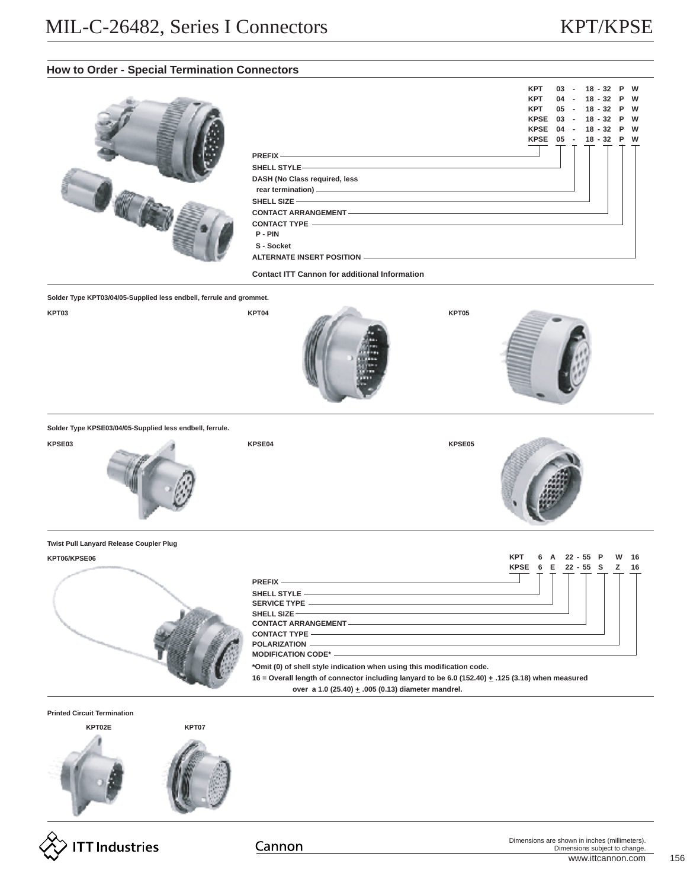## How to Order - Special Termination Connectors

| | | | | | | | |
|---|---|---|---|---|---|---|---|
| KPT | 03 | - | 18 | - 32 | P | W |
| KPT | 04 | - | 18 | - 32 | P | W |
| KPT | 05 | - | 18 | - 32 | P | W |
| KPSE | 03 | - | 18 | - 32 | P | W |
| KPSE | 04 | - | 18 | - 32 | P | W |
| KPSE | 05 | - | 18 | - 32 | P | W |

- PREFIX
- SHELL STYLE
- DASH (No Class required, less rear termination)
- SHELL SIZE
- CONTACT ARRANGEMENT
- CONTACT TYPE
  - P - PIN
  - S - Socket
- ALTERNATE INSERT POSITION

**Contact ITT Cannon for additional Information**

**Solder Type KPT03/04/05-Supplied less endbell, ferrule and grommet.**

KPT03 KPT04 KPT05

**Solder Type KPSE03/04/05-Supplied less endbell, ferrule.**

KPSE03 KPSE04 KPSE05

**Twist Pull Lanyard Release Coupler Plug**

KPT06/KPSE06

| | | | | | | | | |
|---|---|---|---|---|---|---|---|---|
| KPT | 6 | A | 22 | - 55 | P | W | 16 |
| KPSE | 6 | E | 22 | - 55 | S | Z | 16 |

- PREFIX
- SHELL STYLE
- SERVICE TYPE
- SHELL SIZE
- CONTACT ARRANGEMENT
- CONTACT TYPE
- POLARIZATION
- MODIFICATION CODE*

*Omit (0) of shell style indication when using this modification code.

16 = Overall length of connector including lanyard to be 6.0 (152.40) ± .125 (3.18) when measured over a 1.0 (25.40) ± .005 (0.13) diameter mandrel.

**Printed Circuit Termination**

KPT02E KPT07

Dimensions are shown in inches (millimeters).
Dimensions subject to change.